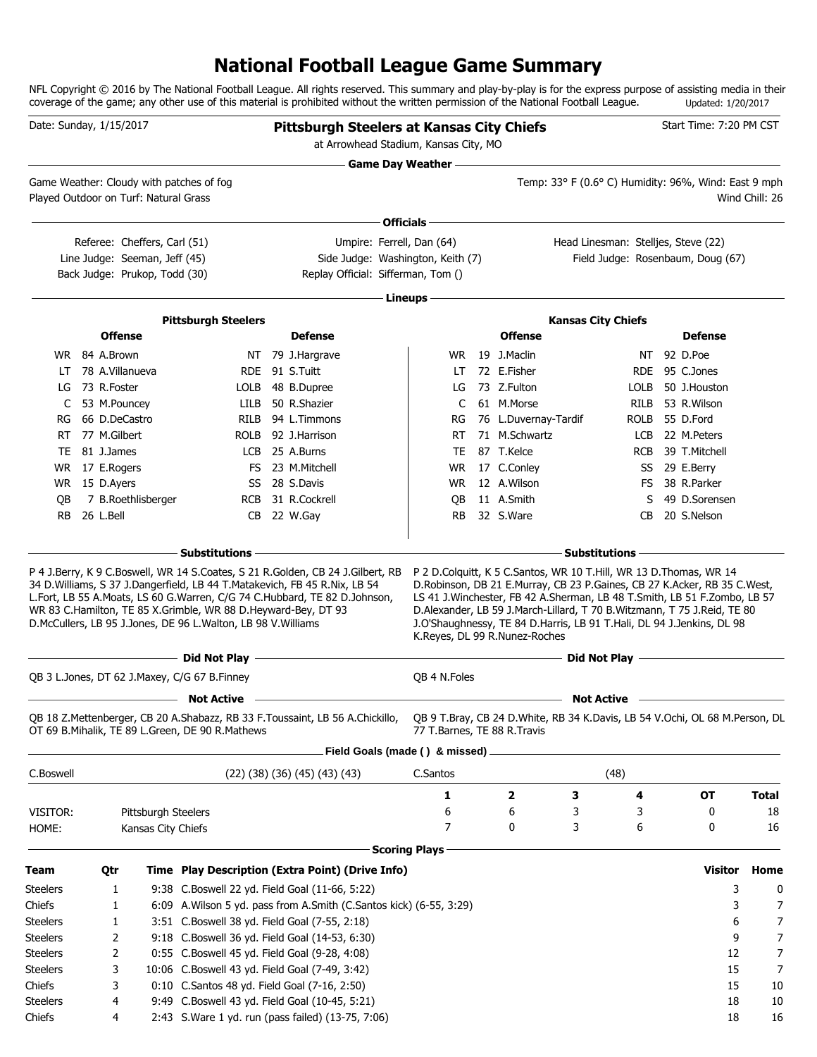# National Football League Game Summary

NFL Copyright © 2016 by The National Football League. All rights reserved. This summary and play-by-play is for the express purpose of assisting media in their coverage of the game; any other use of this material is prohibited without the written permission of the National Football League. Updated: 1/20/2017

Date: Sunday, 1/15/2017

**Pittsburgh Steelers at Kansas City Chiefs**

at Arrowhead Stadium, Kansas City, MO

Start Time: 7:20 PM CST

## Game Day Weather

Game Weather: Cloudy with patches of fog

Played Outdoor on Turf: Natural Grass

Temp: 33° F (0.6° C) Humidity: 96%, Wind: East 9 mph

Wind Chill: 26

## Officials

| | | |
|---|---|---|
| Referee: Cheffers, Carl (51) | Umpire: Ferrell, Dan (64) | Head Linesman: Stelljes, Steve (22) |
| Line Judge: Seeman, Jeff (45) | Side Judge: Washington, Keith (7) | Field Judge: Rosenbaum, Doug (67) |
| Back Judge: Prukop, Todd (30) | Replay Official: Sifferman, Tom () | |

## Lineups

| Pittsburgh Steelers | | | | | | Kansas City Chiefs | | | | | |
|---|---|---|---|---|---|---|---|---|---|---|---|
| **Offense** | | | **Defense** | | | **Offense** | | | **Defense** | | |
| WR | 84 | A.Brown | NT | 79 | J.Hargrave | WR | 19 | J.Maclin | NT | 92 | D.Poe |
| LT | 78 | A.Villanueva | RDE | 91 | S.Tuitt | LT | 72 | E.Fisher | RDE | 95 | C.Jones |
| LG | 73 | R.Foster | LOLB | 48 | B.Dupree | LG | 73 | Z.Fulton | LOLB | 50 | J.Houston |
| C | 53 | M.Pouncey | LILB | 50 | R.Shazier | C | 61 | M.Morse | RILB | 53 | R.Wilson |
| RG | 66 | D.DeCastro | RILB | 94 | L.Timmons | RG | 76 | L.Duvernay-Tardif | ROLB | 55 | D.Ford |
| RT | 77 | M.Gilbert | ROLB | 92 | J.Harrison | RT | 71 | M.Schwartz | LCB | 22 | M.Peters |
| TE | 81 | J.James | LCB | 25 | A.Burns | TE | 87 | T.Kelce | RCB | 39 | T.Mitchell |
| WR | 17 | E.Rogers | FS | 23 | M.Mitchell | WR | 17 | C.Conley | SS | 29 | E.Berry |
| WR | 15 | D.Ayers | SS | 28 | S.Davis | WR | 12 | A.Wilson | FS | 38 | R.Parker |
| QB | 7 | B.Roethlisberger | RCB | 31 | R.Cockrell | QB | 11 | A.Smith | S | 49 | D.Sorensen |
| RB | 26 | L.Bell | CB | 22 | W.Gay | RB | 32 | S.Ware | CB | 20 | S.Nelson |

### Substitutions

**Pittsburgh Steelers:** P 4 J.Berry, K 9 C.Boswell, WR 14 S.Coates, S 21 R.Golden, CB 24 J.Gilbert, RB 34 D.Williams, S 37 J.Dangerfield, LB 44 T.Matakevich, FB 45 R.Nix, LB 54 L.Fort, LB 55 A.Moats, LS 60 G.Warren, C/G 74 C.Hubbard, TE 82 D.Johnson, WR 83 C.Hamilton, TE 85 X.Grimble, WR 88 D.Heyward-Bey, DT 93 D.McCullers, LB 95 J.Jones, DE 96 L.Walton, LB 98 V.Williams

**Kansas City Chiefs:** P 2 D.Colquitt, K 5 C.Santos, WR 10 T.Hill, WR 13 D.Thomas, WR 14 D.Robinson, DB 21 E.Murray, CB 23 P.Gaines, CB 27 K.Acker, RB 35 C.West, LS 41 J.Winchester, FB 42 A.Sherman, LB 48 T.Smith, LB 51 F.Zombo, LB 57 D.Alexander, LB 59 J.March-Lillard, T 70 B.Witzmann, T 75 J.Reid, TE 80 J.O'Shaughnessy, TE 84 D.Harris, LB 91 T.Hali, DL 94 J.Jenkins, DL 98 K.Reyes, DL 99 R.Nunez-Roches

### Did Not Play

**Pittsburgh Steelers:** QB 3 L.Jones, DT 62 J.Maxey, C/G 67 B.Finney

**Kansas City Chiefs:** QB 4 N.Foles

### Not Active

**Pittsburgh Steelers:** QB 18 Z.Mettenberger, CB 20 A.Shabazz, RB 33 F.Toussaint, LB 56 A.Chickillo, OT 69 B.Mihalik, TE 89 L.Green, DE 90 R.Mathews

**Kansas City Chiefs:** QB 9 T.Bray, CB 24 D.White, RB 34 K.Davis, LB 54 V.Ochi, OL 68 M.Person, DL 77 T.Barnes, TE 88 R.Travis

## Field Goals (made ( ) & missed)

| | |
|---|---|
| C.Boswell | (22) (38) (36) (45) (43) (43) |
| C.Santos | (48) |

| | | 1 | 2 | 3 | 4 | OT | Total |
|---|---|---|---|---|---|---|---|
| VISITOR: | Pittsburgh Steelers | 6 | 6 | 3 | 3 | 0 | 18 |
| HOME: | Kansas City Chiefs | 7 | 0 | 3 | 6 | 0 | 16 |

## Scoring Plays

| Team | Qtr | Time | Play Description (Extra Point) (Drive Info) | Visitor | Home |
|---|---|---|---|---|---|
| Steelers | 1 | 9:38 | C.Boswell 22 yd. Field Goal (11-66, 5:22) | 3 | 0 |
| Chiefs | 1 | 6:09 | A.Wilson 5 yd. pass from A.Smith (C.Santos kick) (6-55, 3:29) | 3 | 7 |
| Steelers | 1 | 3:51 | C.Boswell 38 yd. Field Goal (7-55, 2:18) | 6 | 7 |
| Steelers | 2 | 9:18 | C.Boswell 36 yd. Field Goal (14-53, 6:30) | 9 | 7 |
| Steelers | 2 | 0:55 | C.Boswell 45 yd. Field Goal (9-28, 4:08) | 12 | 7 |
| Steelers | 3 | 10:06 | C.Boswell 43 yd. Field Goal (7-49, 3:42) | 15 | 7 |
| Chiefs | 3 | 0:10 | C.Santos 48 yd. Field Goal (7-16, 2:50) | 15 | 10 |
| Steelers | 4 | 9:49 | C.Boswell 43 yd. Field Goal (10-45, 5:21) | 18 | 10 |
| Chiefs | 4 | 2:43 | S.Ware 1 yd. run (pass failed) (13-75, 7:06) | 18 | 16 |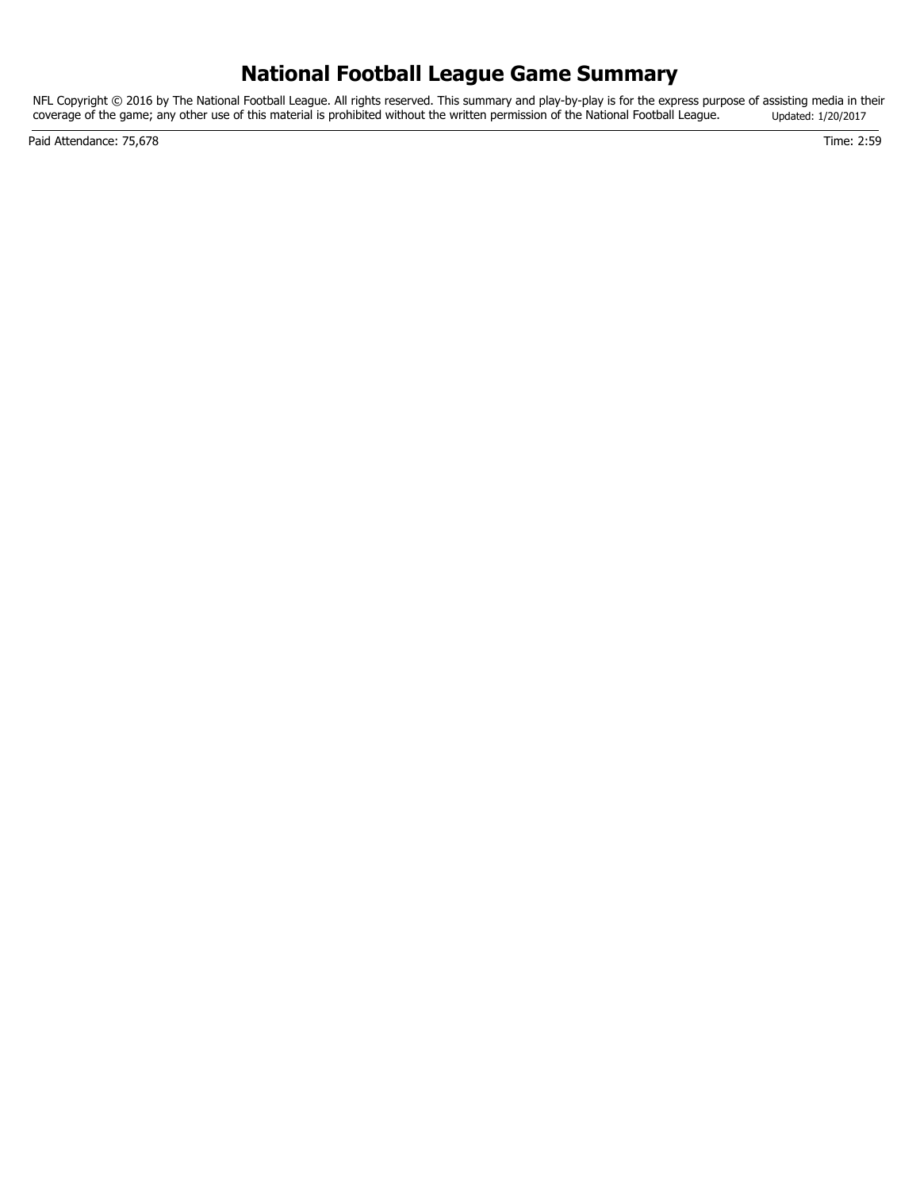# National Football League Game Summary

NFL Copyright © 2016 by The National Football League. All rights reserved. This summary and play-by-play is for the express purpose of assisting media in their coverage of the game; any other use of this material is prohibited without the written permission of the National Football League. Updated: 1/20/2017

Paid Attendance: 75,678

Time: 2:59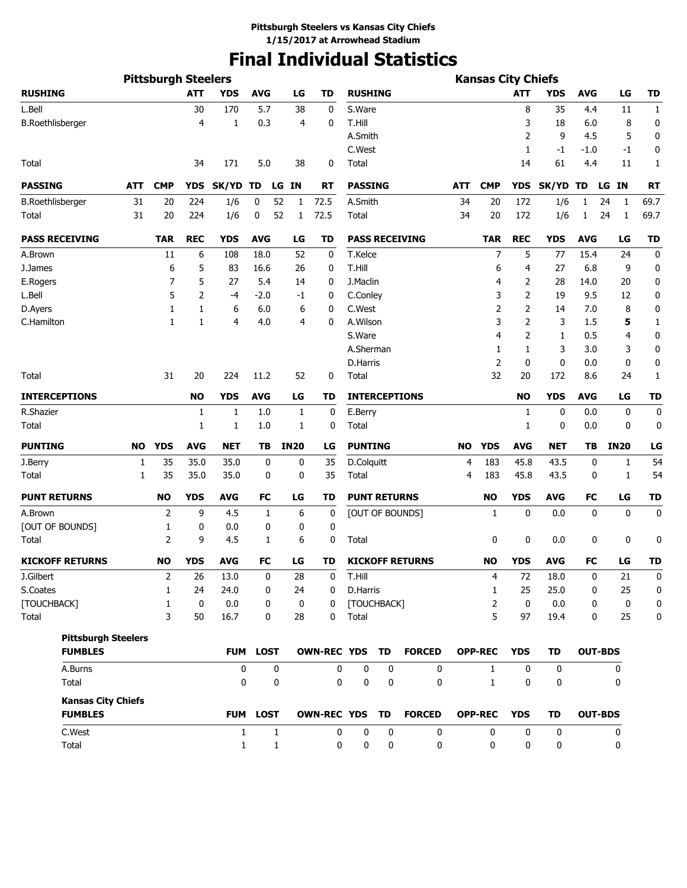Pittsburgh Steelers vs Kansas City Chiefs
1/15/2017 at Arrowhead Stadium

# Final Individual Statistics

## Pittsburgh Steelers

| RUSHING | ATT | YDS | AVG | LG | TD |
|---|---|---|---|---|---|
| L.Bell | 30 | 170 | 5.7 | 38 | 0 |
| B.Roethlisberger | 4 | 1 | 0.3 | 4 | 0 |
| Total | 34 | 171 | 5.0 | 38 | 0 |

| PASSING | ATT | CMP | YDS | SK/YD | TD | LG | IN | RT |
|---|---|---|---|---|---|---|---|---|
| B.Roethlisberger | 31 | 20 | 224 | 1/6 | 0 | 52 | 1 | 72.5 |
| Total | 31 | 20 | 224 | 1/6 | 0 | 52 | 1 | 72.5 |

| PASS RECEIVING | TAR | REC | YDS | AVG | LG | TD |
|---|---|---|---|---|---|---|
| A.Brown | 11 | 6 | 108 | 18.0 | 52 | 0 |
| J.James | 6 | 5 | 83 | 16.6 | 26 | 0 |
| E.Rogers | 7 | 5 | 27 | 5.4 | 14 | 0 |
| L.Bell | 5 | 2 | -4 | -2.0 | -1 | 0 |
| D.Ayers | 1 | 1 | 6 | 6.0 | 6 | 0 |
| C.Hamilton | 1 | 1 | 4 | 4.0 | 4 | 0 |
| Total | 31 | 20 | 224 | 11.2 | 52 | 0 |

| INTERCEPTIONS | NO | YDS | AVG | LG | TD |
|---|---|---|---|---|---|
| R.Shazier | 1 | 1 | 1.0 | 1 | 0 |
| Total | 1 | 1 | 1.0 | 1 | 0 |

| PUNTING | NO | YDS | AVG | NET | TB | IN20 | LG |
|---|---|---|---|---|---|---|---|
| J.Berry | 1 | 35 | 35.0 | 35.0 | 0 | 0 | 35 |
| Total | 1 | 35 | 35.0 | 35.0 | 0 | 0 | 35 |

| PUNT RETURNS | NO | YDS | AVG | FC | LG | TD |
|---|---|---|---|---|---|---|
| A.Brown | 2 | 9 | 4.5 | 1 | 6 | 0 |
| [OUT OF BOUNDS] | 1 | 0 | 0.0 | 0 | 0 | 0 |
| Total | 2 | 9 | 4.5 | 1 | 6 | 0 |

| KICKOFF RETURNS | NO | YDS | AVG | FC | LG | TD |
|---|---|---|---|---|---|---|
| J.Gilbert | 2 | 26 | 13.0 | 0 | 28 | 0 |
| S.Coates | 1 | 24 | 24.0 | 0 | 24 | 0 |
| [TOUCHBACK] | 1 | 0 | 0.0 | 0 | 0 | 0 |
| Total | 3 | 50 | 16.7 | 0 | 28 | 0 |

## Kansas City Chiefs

| RUSHING | ATT | YDS | AVG | LG | TD |
|---|---|---|---|---|---|
| S.Ware | 8 | 35 | 4.4 | 11 | 1 |
| T.Hill | 3 | 18 | 6.0 | 8 | 0 |
| A.Smith | 2 | 9 | 4.5 | 5 | 0 |
| C.West | 1 | -1 | -1.0 | -1 | 0 |
| Total | 14 | 61 | 4.4 | 11 | 1 |

| PASSING | ATT | CMP | YDS | SK/YD | TD | LG | IN | RT |
|---|---|---|---|---|---|---|---|---|
| A.Smith | 34 | 20 | 172 | 1/6 | 1 | 24 | 1 | 69.7 |
| Total | 34 | 20 | 172 | 1/6 | 1 | 24 | 1 | 69.7 |

| PASS RECEIVING | TAR | REC | YDS | AVG | LG | TD |
|---|---|---|---|---|---|---|
| T.Kelce | 7 | 5 | 77 | 15.4 | 24 | 0 |
| T.Hill | 6 | 4 | 27 | 6.8 | 9 | 0 |
| J.Maclin | 4 | 2 | 28 | 14.0 | 20 | 0 |
| C.Conley | 3 | 2 | 19 | 9.5 | 12 | 0 |
| C.West | 2 | 2 | 14 | 7.0 | 8 | 0 |
| A.Wilson | 3 | 2 | 3 | 1.5 | **5** | 1 |
| S.Ware | 4 | 2 | 1 | 0.5 | 4 | 0 |
| A.Sherman | 1 | 1 | 3 | 3.0 | 3 | 0 |
| D.Harris | 2 | 0 | 0 | 0.0 | 0 | 0 |
| Total | 32 | 20 | 172 | 8.6 | 24 | 1 |

| INTERCEPTIONS | NO | YDS | AVG | LG | TD |
|---|---|---|---|---|---|
| E.Berry | 1 | 0 | 0.0 | 0 | 0 |
| Total | 1 | 0 | 0.0 | 0 | 0 |

| PUNTING | NO | YDS | AVG | NET | TB | IN20 | LG |
|---|---|---|---|---|---|---|---|
| D.Colquitt | 4 | 183 | 45.8 | 43.5 | 0 | 1 | 54 |
| Total | 4 | 183 | 45.8 | 43.5 | 0 | 1 | 54 |

| PUNT RETURNS | NO | YDS | AVG | FC | LG | TD |
|---|---|---|---|---|---|---|
| [OUT OF BOUNDS] | 1 | 0 | 0.0 | 0 | 0 | 0 |
| Total | 0 | 0 | 0.0 | 0 | 0 | 0 |

| KICKOFF RETURNS | NO | YDS | AVG | FC | LG | TD |
|---|---|---|---|---|---|---|
| T.Hill | 4 | 72 | 18.0 | 0 | 21 | 0 |
| D.Harris | 1 | 25 | 25.0 | 0 | 25 | 0 |
| [TOUCHBACK] | 2 | 0 | 0.0 | 0 | 0 | 0 |
| Total | 5 | 97 | 19.4 | 0 | 25 | 0 |

## Pittsburgh Steelers

| FUMBLES | FUM | LOST | OWN-REC | YDS | TD | FORCED | OPP-REC | YDS | TD | OUT-BDS |
|---|---|---|---|---|---|---|---|---|---|---|
| A.Burns | 0 | 0 | 0 | 0 | 0 | 0 | 1 | 0 | 0 | 0 |
| Total | 0 | 0 | 0 | 0 | 0 | 0 | 1 | 0 | 0 | 0 |

## Kansas City Chiefs

| FUMBLES | FUM | LOST | OWN-REC | YDS | TD | FORCED | OPP-REC | YDS | TD | OUT-BDS |
|---|---|---|---|---|---|---|---|---|---|---|
| C.West | 1 | 1 | 0 | 0 | 0 | 0 | 0 | 0 | 0 | 0 |
| Total | 1 | 1 | 0 | 0 | 0 | 0 | 0 | 0 | 0 | 0 |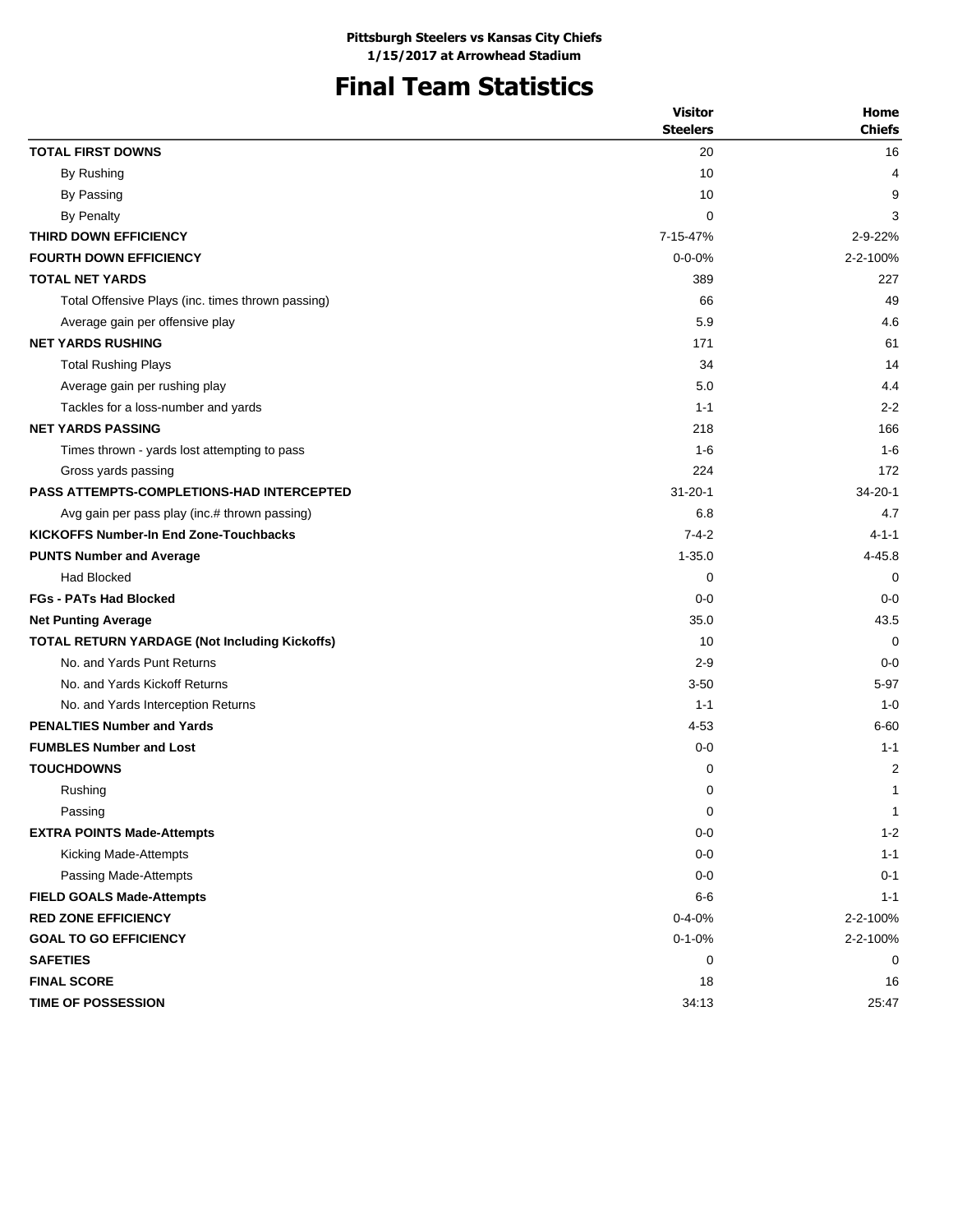**Pittsburgh Steelers vs Kansas City Chiefs**
**1/15/2017 at Arrowhead Stadium**

# Final Team Statistics

| | Visitor Steelers | Home Chiefs |
|---|---|---|
| **TOTAL FIRST DOWNS** | 20 | 16 |
| By Rushing | 10 | 4 |
| By Passing | 10 | 9 |
| By Penalty | 0 | 3 |
| **THIRD DOWN EFFICIENCY** | 7-15-47% | 2-9-22% |
| **FOURTH DOWN EFFICIENCY** | 0-0-0% | 2-2-100% |
| **TOTAL NET YARDS** | 389 | 227 |
| Total Offensive Plays (inc. times thrown passing) | 66 | 49 |
| Average gain per offensive play | 5.9 | 4.6 |
| **NET YARDS RUSHING** | 171 | 61 |
| Total Rushing Plays | 34 | 14 |
| Average gain per rushing play | 5.0 | 4.4 |
| Tackles for a loss-number and yards | 1-1 | 2-2 |
| **NET YARDS PASSING** | 218 | 166 |
| Times thrown - yards lost attempting to pass | 1-6 | 1-6 |
| Gross yards passing | 224 | 172 |
| **PASS ATTEMPTS-COMPLETIONS-HAD INTERCEPTED** | 31-20-1 | 34-20-1 |
| Avg gain per pass play (inc.# thrown passing) | 6.8 | 4.7 |
| **KICKOFFS Number-In End Zone-Touchbacks** | 7-4-2 | 4-1-1 |
| **PUNTS Number and Average** | 1-35.0 | 4-45.8 |
| Had Blocked | 0 | 0 |
| **FGs - PATs Had Blocked** | 0-0 | 0-0 |
| **Net Punting Average** | 35.0 | 43.5 |
| **TOTAL RETURN YARDAGE (Not Including Kickoffs)** | 10 | 0 |
| No. and Yards Punt Returns | 2-9 | 0-0 |
| No. and Yards Kickoff Returns | 3-50 | 5-97 |
| No. and Yards Interception Returns | 1-1 | 1-0 |
| **PENALTIES Number and Yards** | 4-53 | 6-60 |
| **FUMBLES Number and Lost** | 0-0 | 1-1 |
| **TOUCHDOWNS** | 0 | 2 |
| Rushing | 0 | 1 |
| Passing | 0 | 1 |
| **EXTRA POINTS Made-Attempts** | 0-0 | 1-2 |
| Kicking Made-Attempts | 0-0 | 1-1 |
| Passing Made-Attempts | 0-0 | 0-1 |
| **FIELD GOALS Made-Attempts** | 6-6 | 1-1 |
| **RED ZONE EFFICIENCY** | 0-4-0% | 2-2-100% |
| **GOAL TO GO EFFICIENCY** | 0-1-0% | 2-2-100% |
| **SAFETIES** | 0 | 0 |
| **FINAL SCORE** | 18 | 16 |
| **TIME OF POSSESSION** | 34:13 | 25:47 |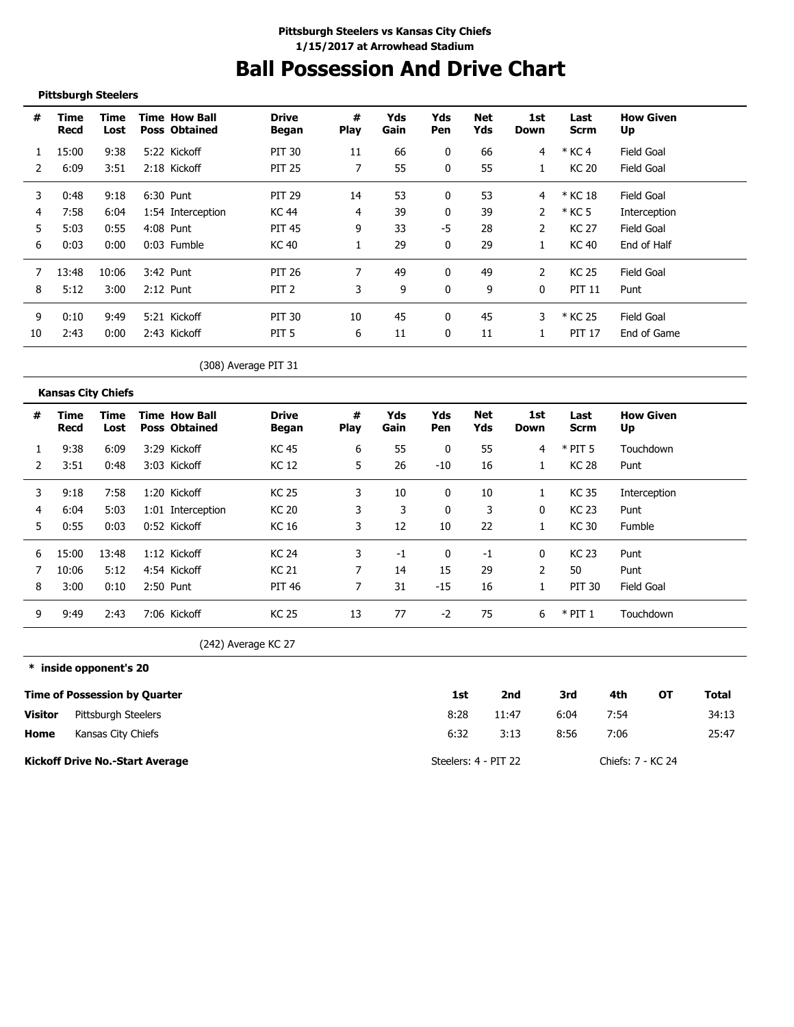**Pittsburgh Steelers vs Kansas City Chiefs**
**1/15/2017 at Arrowhead Stadium**

# Ball Possession And Drive Chart

**Pittsburgh Steelers**

| # | Time Recd | Time Lost | Time Poss | How Ball Obtained | Drive Began | # Play | Yds Gain | Yds Pen | Net Yds | 1st Down | Last Scrm | How Given Up |
|---|---|---|---|---|---|---|---|---|---|---|---|---|
| 1 | 15:00 | 9:38 | 5:22 | Kickoff | PIT 30 | 11 | 66 | 0 | 66 | 4 | * KC 4 | Field Goal |
| 2 | 6:09 | 3:51 | 2:18 | Kickoff | PIT 25 | 7 | 55 | 0 | 55 | 1 | KC 20 | Field Goal |
| 3 | 0:48 | 9:18 | 6:30 | Punt | PIT 29 | 14 | 53 | 0 | 53 | 4 | * KC 18 | Field Goal |
| 4 | 7:58 | 6:04 | 1:54 | Interception | KC 44 | 4 | 39 | 0 | 39 | 2 | * KC 5 | Interception |
| 5 | 5:03 | 0:55 | 4:08 | Punt | PIT 45 | 9 | 33 | -5 | 28 | 2 | KC 27 | Field Goal |
| 6 | 0:03 | 0:00 | 0:03 | Fumble | KC 40 | 1 | 29 | 0 | 29 | 1 | KC 40 | End of Half |
| 7 | 13:48 | 10:06 | 3:42 | Punt | PIT 26 | 7 | 49 | 0 | 49 | 2 | KC 25 | Field Goal |
| 8 | 5:12 | 3:00 | 2:12 | Punt | PIT 2 | 3 | 9 | 0 | 9 | 0 | PIT 11 | Punt |
| 9 | 0:10 | 9:49 | 5:21 | Kickoff | PIT 30 | 10 | 45 | 0 | 45 | 3 | * KC 25 | Field Goal |
| 10 | 2:43 | 0:00 | 2:43 | Kickoff | PIT 5 | 6 | 11 | 0 | 11 | 1 | PIT 17 | End of Game |

(308) Average PIT 31

**Kansas City Chiefs**

| # | Time Recd | Time Lost | Time Poss | How Ball Obtained | Drive Began | # Play | Yds Gain | Yds Pen | Net Yds | 1st Down | Last Scrm | How Given Up |
|---|---|---|---|---|---|---|---|---|---|---|---|---|
| 1 | 9:38 | 6:09 | 3:29 | Kickoff | KC 45 | 6 | 55 | 0 | 55 | 4 | * PIT 5 | Touchdown |
| 2 | 3:51 | 0:48 | 3:03 | Kickoff | KC 12 | 5 | 26 | -10 | 16 | 1 | KC 28 | Punt |
| 3 | 9:18 | 7:58 | 1:20 | Kickoff | KC 25 | 3 | 10 | 0 | 10 | 1 | KC 35 | Interception |
| 4 | 6:04 | 5:03 | 1:01 | Interception | KC 20 | 3 | 3 | 0 | 3 | 0 | KC 23 | Punt |
| 5 | 0:55 | 0:03 | 0:52 | Kickoff | KC 16 | 3 | 12 | 10 | 22 | 1 | KC 30 | Fumble |
| 6 | 15:00 | 13:48 | 1:12 | Kickoff | KC 24 | 3 | -1 | 0 | -1 | 0 | KC 23 | Punt |
| 7 | 10:06 | 5:12 | 4:54 | Kickoff | KC 21 | 7 | 14 | 15 | 29 | 2 | 50 | Punt |
| 8 | 3:00 | 0:10 | 2:50 | Punt | PIT 46 | 7 | 31 | -15 | 16 | 1 | PIT 30 | Field Goal |
| 9 | 9:49 | 2:43 | 7:06 | Kickoff | KC 25 | 13 | 77 | -2 | 75 | 6 | * PIT 1 | Touchdown |

(242) Average KC 27

**\* inside opponent's 20**

| Time of Possession by Quarter | | 1st | 2nd | 3rd | 4th | OT | Total |
|---|---|---|---|---|---|---|---|
| **Visitor** | Pittsburgh Steelers | 8:28 | 11:47 | 6:04 | 7:54 | | 34:13 |
| **Home** | Kansas City Chiefs | 6:32 | 3:13 | 8:56 | 7:06 | | 25:47 |

**Kickoff Drive No.-Start Average** Steelers: 4 - PIT 22 Chiefs: 7 - KC 24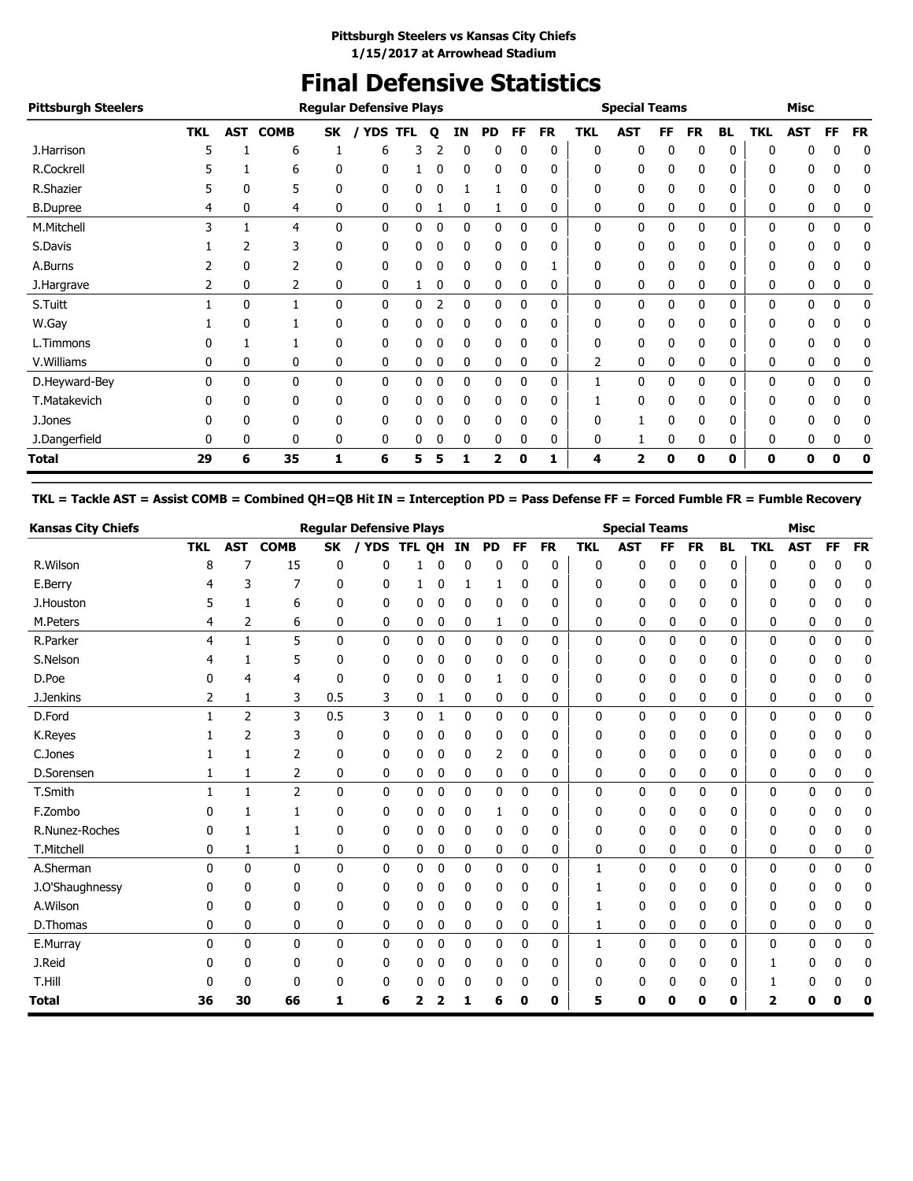**Pittsburgh Steelers vs Kansas City Chiefs**
**1/15/2017 at Arrowhead Stadium**

# Final Defensive Statistics

| Pittsburgh Steelers | Regular Defensive Plays | | | | | | | | | | | Special Teams | | | | | | Misc | | | |
|---|---|---|---|---|---|---|---|---|---|---|---|---|---|---|---|---|---|---|---|---|---|
| | TKL | AST | COMB | SK | / YDS | TFL | Q | IN | PD | FF | FR | TKL | AST | FF | FR | BL | TKL | AST | FF | FR |
| J.Harrison | 5 | 1 | 6 | 1 | 6 | 3 | 2 | 0 | 0 | 0 | 0 | 0 | 0 | 0 | 0 | 0 | 0 | 0 | 0 | 0 |
| R.Cockrell | 5 | 1 | 6 | 0 | 0 | 1 | 0 | 0 | 0 | 0 | 0 | 0 | 0 | 0 | 0 | 0 | 0 | 0 | 0 | 0 |
| R.Shazier | 5 | 0 | 5 | 0 | 0 | 0 | 0 | 1 | 1 | 0 | 0 | 0 | 0 | 0 | 0 | 0 | 0 | 0 | 0 | 0 |
| B.Dupree | 4 | 0 | 4 | 0 | 0 | 0 | 1 | 0 | 1 | 0 | 0 | 0 | 0 | 0 | 0 | 0 | 0 | 0 | 0 | 0 |
| M.Mitchell | 3 | 1 | 4 | 0 | 0 | 0 | 0 | 0 | 0 | 0 | 0 | 0 | 0 | 0 | 0 | 0 | 0 | 0 | 0 | 0 |
| S.Davis | 1 | 2 | 3 | 0 | 0 | 0 | 0 | 0 | 0 | 0 | 0 | 0 | 0 | 0 | 0 | 0 | 0 | 0 | 0 | 0 |
| A.Burns | 2 | 0 | 2 | 0 | 0 | 0 | 0 | 0 | 0 | 0 | 1 | 0 | 0 | 0 | 0 | 0 | 0 | 0 | 0 | 0 |
| J.Hargrave | 2 | 0 | 2 | 0 | 0 | 1 | 0 | 0 | 0 | 0 | 0 | 0 | 0 | 0 | 0 | 0 | 0 | 0 | 0 | 0 |
| S.Tuitt | 1 | 0 | 1 | 0 | 0 | 0 | 2 | 0 | 0 | 0 | 0 | 0 | 0 | 0 | 0 | 0 | 0 | 0 | 0 | 0 |
| W.Gay | 1 | 0 | 1 | 0 | 0 | 0 | 0 | 0 | 0 | 0 | 0 | 0 | 0 | 0 | 0 | 0 | 0 | 0 | 0 | 0 |
| L.Timmons | 0 | 1 | 1 | 0 | 0 | 0 | 0 | 0 | 0 | 0 | 0 | 0 | 0 | 0 | 0 | 0 | 0 | 0 | 0 | 0 |
| V.Williams | 0 | 0 | 0 | 0 | 0 | 0 | 0 | 0 | 0 | 0 | 0 | 2 | 0 | 0 | 0 | 0 | 0 | 0 | 0 | 0 |
| D.Heyward-Bey | 0 | 0 | 0 | 0 | 0 | 0 | 0 | 0 | 0 | 0 | 0 | 1 | 0 | 0 | 0 | 0 | 0 | 0 | 0 | 0 |
| T.Matakevich | 0 | 0 | 0 | 0 | 0 | 0 | 0 | 0 | 0 | 0 | 0 | 1 | 0 | 0 | 0 | 0 | 0 | 0 | 0 | 0 |
| J.Jones | 0 | 0 | 0 | 0 | 0 | 0 | 0 | 0 | 0 | 0 | 0 | 0 | 1 | 0 | 0 | 0 | 0 | 0 | 0 | 0 |
| J.Dangerfield | 0 | 0 | 0 | 0 | 0 | 0 | 0 | 0 | 0 | 0 | 0 | 0 | 1 | 0 | 0 | 0 | 0 | 0 | 0 | 0 |
| **Total** | **29** | **6** | **35** | **1** | **6** | **5** | **5** | **1** | **2** | **0** | **1** | **4** | **2** | **0** | **0** | **0** | **0** | **0** | **0** | **0** |

**TKL = Tackle AST = Assist COMB = Combined QH=QB Hit IN = Interception PD = Pass Defense FF = Forced Fumble FR = Fumble Recovery**

| Kansas City Chiefs | Regular Defensive Plays | | | | | | | | | | | Special Teams | | | | | | Misc | | | |
|---|---|---|---|---|---|---|---|---|---|---|---|---|---|---|---|---|---|---|---|---|---|
| | TKL | AST | COMB | SK | / YDS | TFL | QH | IN | PD | FF | FR | TKL | AST | FF | FR | BL | TKL | AST | FF | FR |
| R.Wilson | 8 | 7 | 15 | 0 | 0 | 1 | 0 | 0 | 0 | 0 | 0 | 0 | 0 | 0 | 0 | 0 | 0 | 0 | 0 | 0 |
| E.Berry | 4 | 3 | 7 | 0 | 0 | 1 | 0 | 1 | 1 | 0 | 0 | 0 | 0 | 0 | 0 | 0 | 0 | 0 | 0 | 0 |
| J.Houston | 5 | 1 | 6 | 0 | 0 | 0 | 0 | 0 | 0 | 0 | 0 | 0 | 0 | 0 | 0 | 0 | 0 | 0 | 0 | 0 |
| M.Peters | 4 | 2 | 6 | 0 | 0 | 0 | 0 | 0 | 1 | 0 | 0 | 0 | 0 | 0 | 0 | 0 | 0 | 0 | 0 | 0 |
| R.Parker | 4 | 1 | 5 | 0 | 0 | 0 | 0 | 0 | 0 | 0 | 0 | 0 | 0 | 0 | 0 | 0 | 0 | 0 | 0 | 0 |
| S.Nelson | 4 | 1 | 5 | 0 | 0 | 0 | 0 | 0 | 0 | 0 | 0 | 0 | 0 | 0 | 0 | 0 | 0 | 0 | 0 | 0 |
| D.Poe | 0 | 4 | 4 | 0 | 0 | 0 | 0 | 0 | 1 | 0 | 0 | 0 | 0 | 0 | 0 | 0 | 0 | 0 | 0 | 0 |
| J.Jenkins | 2 | 1 | 3 | 0.5 | 3 | 0 | 1 | 0 | 0 | 0 | 0 | 0 | 0 | 0 | 0 | 0 | 0 | 0 | 0 | 0 |
| D.Ford | 1 | 2 | 3 | 0.5 | 3 | 0 | 1 | 0 | 0 | 0 | 0 | 0 | 0 | 0 | 0 | 0 | 0 | 0 | 0 | 0 |
| K.Reyes | 1 | 2 | 3 | 0 | 0 | 0 | 0 | 0 | 0 | 0 | 0 | 0 | 0 | 0 | 0 | 0 | 0 | 0 | 0 | 0 |
| C.Jones | 1 | 1 | 2 | 0 | 0 | 0 | 0 | 0 | 2 | 0 | 0 | 0 | 0 | 0 | 0 | 0 | 0 | 0 | 0 | 0 |
| D.Sorensen | 1 | 1 | 2 | 0 | 0 | 0 | 0 | 0 | 0 | 0 | 0 | 0 | 0 | 0 | 0 | 0 | 0 | 0 | 0 | 0 |
| T.Smith | 1 | 1 | 2 | 0 | 0 | 0 | 0 | 0 | 0 | 0 | 0 | 0 | 0 | 0 | 0 | 0 | 0 | 0 | 0 | 0 |
| F.Zombo | 0 | 1 | 1 | 0 | 0 | 0 | 0 | 0 | 1 | 0 | 0 | 0 | 0 | 0 | 0 | 0 | 0 | 0 | 0 | 0 |
| R.Nunez-Roches | 0 | 1 | 1 | 0 | 0 | 0 | 0 | 0 | 0 | 0 | 0 | 0 | 0 | 0 | 0 | 0 | 0 | 0 | 0 | 0 |
| T.Mitchell | 0 | 1 | 1 | 0 | 0 | 0 | 0 | 0 | 0 | 0 | 0 | 0 | 0 | 0 | 0 | 0 | 0 | 0 | 0 | 0 |
| A.Sherman | 0 | 0 | 0 | 0 | 0 | 0 | 0 | 0 | 0 | 0 | 0 | 1 | 0 | 0 | 0 | 0 | 0 | 0 | 0 | 0 |
| J.O'Shaughnessy | 0 | 0 | 0 | 0 | 0 | 0 | 0 | 0 | 0 | 0 | 0 | 1 | 0 | 0 | 0 | 0 | 0 | 0 | 0 | 0 |
| A.Wilson | 0 | 0 | 0 | 0 | 0 | 0 | 0 | 0 | 0 | 0 | 0 | 1 | 0 | 0 | 0 | 0 | 0 | 0 | 0 | 0 |
| D.Thomas | 0 | 0 | 0 | 0 | 0 | 0 | 0 | 0 | 0 | 0 | 0 | 1 | 0 | 0 | 0 | 0 | 0 | 0 | 0 | 0 |
| E.Murray | 0 | 0 | 0 | 0 | 0 | 0 | 0 | 0 | 0 | 0 | 0 | 1 | 0 | 0 | 0 | 0 | 0 | 0 | 0 | 0 |
| J.Reid | 0 | 0 | 0 | 0 | 0 | 0 | 0 | 0 | 0 | 0 | 0 | 0 | 0 | 0 | 0 | 0 | 1 | 0 | 0 | 0 |
| T.Hill | 0 | 0 | 0 | 0 | 0 | 0 | 0 | 0 | 0 | 0 | 0 | 0 | 0 | 0 | 0 | 0 | 1 | 0 | 0 | 0 |
| **Total** | **36** | **30** | **66** | **1** | **6** | **2** | **2** | **1** | **6** | **0** | **0** | **5** | **0** | **0** | **0** | **0** | **2** | **0** | **0** | **0** |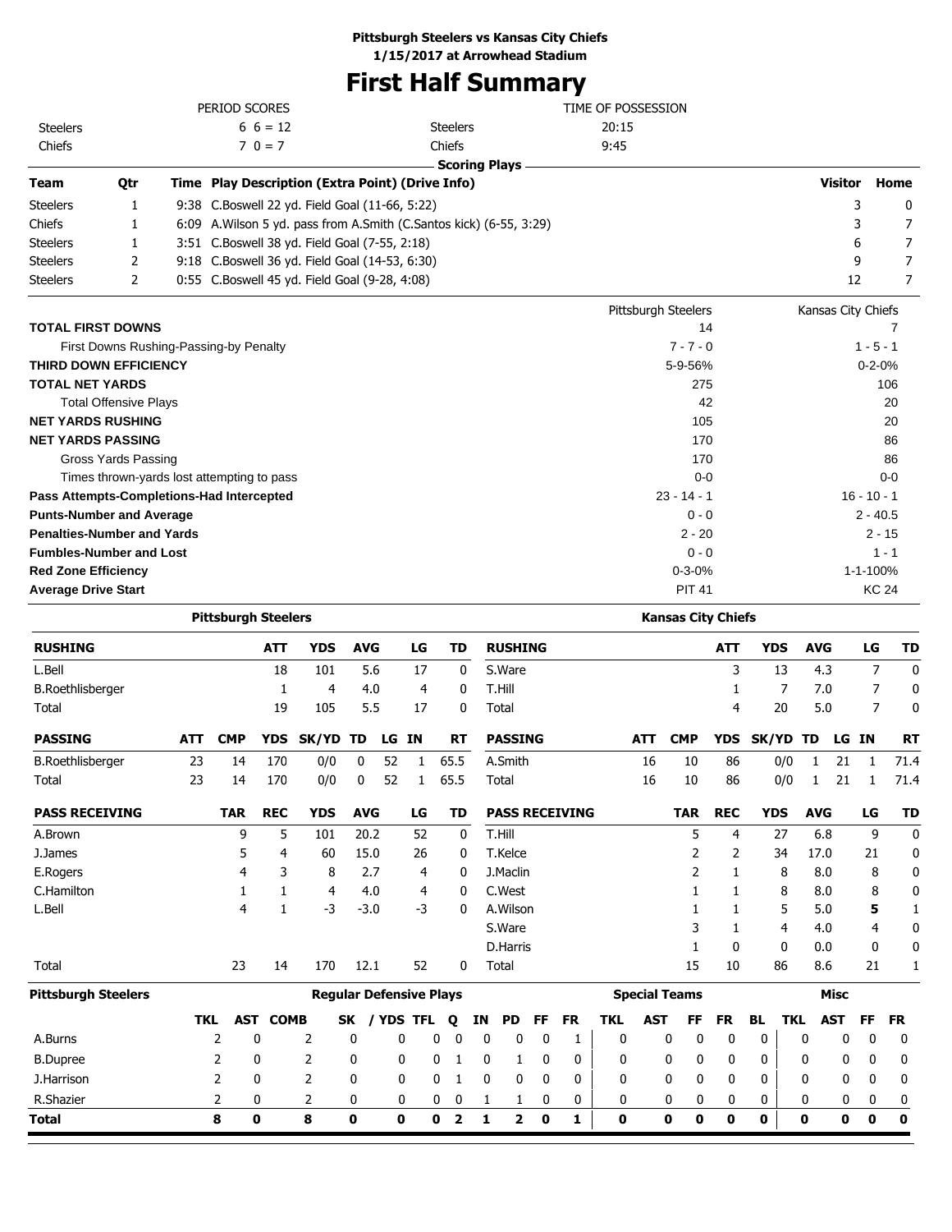**Pittsburgh Steelers vs Kansas City Chiefs**
**1/15/2017 at Arrowhead Stadium**

# First Half Summary

| PERIOD SCORES | | TIME OF POSSESSION | |
|---|---|---|---|
| Steelers | 6 6 = 12 | Steelers | 20:15 |
| Chiefs | 7 0 = 7 | Chiefs | 9:45 |

**Scoring Plays**

| Team | Qtr | Time | Play Description (Extra Point) (Drive Info) | Visitor | Home |
|---|---|---|---|---|---|
| Steelers | 1 | 9:38 | C.Boswell 22 yd. Field Goal (11-66, 5:22) | 3 | 0 |
| Chiefs | 1 | 6:09 | A.Wilson 5 yd. pass from A.Smith (C.Santos kick) (6-55, 3:29) | 3 | 7 |
| Steelers | 1 | 3:51 | C.Boswell 38 yd. Field Goal (7-55, 2:18) | 6 | 7 |
| Steelers | 2 | 9:18 | C.Boswell 36 yd. Field Goal (14-53, 6:30) | 9 | 7 |
| Steelers | 2 | 0:55 | C.Boswell 45 yd. Field Goal (9-28, 4:08) | 12 | 7 |

| | Pittsburgh Steelers | Kansas City Chiefs |
|---|---|---|
| **TOTAL FIRST DOWNS** | 14 | 7 |
| First Downs Rushing-Passing-by Penalty | 7 - 7 - 0 | 1 - 5 - 1 |
| **THIRD DOWN EFFICIENCY** | 5-9-56% | 0-2-0% |
| **TOTAL NET YARDS** | 275 | 106 |
| Total Offensive Plays | 42 | 20 |
| **NET YARDS RUSHING** | 105 | 20 |
| **NET YARDS PASSING** | 170 | 86 |
| Gross Yards Passing | 170 | 86 |
| Times thrown-yards lost attempting to pass | 0-0 | 0-0 |
| **Pass Attempts-Completions-Had Intercepted** | 23 - 14 - 1 | 16 - 10 - 1 |
| **Punts-Number and Average** | 0 - 0 | 2 - 40.5 |
| **Penalties-Number and Yards** | 2 - 20 | 2 - 15 |
| **Fumbles-Number and Lost** | 0 - 0 | 1 - 1 |
| **Red Zone Efficiency** | 0-3-0% | 1-1-100% |
| **Average Drive Start** | PIT 41 | KC 24 |

## Pittsburgh Steelers

| RUSHING | ATT | YDS | AVG | LG | TD |
|---|---|---|---|---|---|
| L.Bell | 18 | 101 | 5.6 | 17 | 0 |
| B.Roethlisberger | 1 | 4 | 4.0 | 4 | 0 |
| Total | 19 | 105 | 5.5 | 17 | 0 |

| PASSING | ATT | CMP | YDS | SK/YD | TD | LG | IN | RT |
|---|---|---|---|---|---|---|---|---|
| B.Roethlisberger | 23 | 14 | 170 | 0/0 | 0 | 52 | 1 | 65.5 |
| Total | 23 | 14 | 170 | 0/0 | 0 | 52 | 1 | 65.5 |

| PASS RECEIVING | TAR | REC | YDS | AVG | LG | TD |
|---|---|---|---|---|---|---|
| A.Brown | 9 | 5 | 101 | 20.2 | 52 | 0 |
| J.James | 5 | 4 | 60 | 15.0 | 26 | 0 |
| E.Rogers | 4 | 3 | 8 | 2.7 | 4 | 0 |
| C.Hamilton | 1 | 1 | 4 | 4.0 | 4 | 0 |
| L.Bell | 4 | 1 | -3 | -3.0 | -3 | 0 |
| Total | 23 | 14 | 170 | 12.1 | 52 | 0 |

## Kansas City Chiefs

| RUSHING | ATT | YDS | AVG | LG | TD |
|---|---|---|---|---|---|
| S.Ware | 3 | 13 | 4.3 | 7 | 0 |
| T.Hill | 1 | 7 | 7.0 | 7 | 0 |
| Total | 4 | 20 | 5.0 | 7 | 0 |

| PASSING | ATT | CMP | YDS | SK/YD | TD | LG | IN | RT |
|---|---|---|---|---|---|---|---|---|
| A.Smith | 16 | 10 | 86 | 0/0 | 1 | 21 | 1 | 71.4 |
| Total | 16 | 10 | 86 | 0/0 | 1 | 21 | 1 | 71.4 |

| PASS RECEIVING | TAR | REC | YDS | AVG | LG | TD |
|---|---|---|---|---|---|---|
| T.Hill | 5 | 4 | 27 | 6.8 | 9 | 0 |
| T.Kelce | 2 | 2 | 34 | 17.0 | 21 | 0 |
| J.Maclin | 2 | 1 | 8 | 8.0 | 8 | 0 |
| C.West | 1 | 1 | 8 | 8.0 | 8 | 0 |
| A.Wilson | 1 | 1 | 5 | 5.0 | **5** | 1 |
| S.Ware | 3 | 1 | 4 | 4.0 | 4 | 0 |
| D.Harris | 1 | 0 | 0 | 0.0 | 0 | 0 |
| Total | 15 | 10 | 86 | 8.6 | 21 | 1 |

## Pittsburgh Steelers

| | Regular Defensive Plays | | | | | | | | | | | | Special Teams | | | | | Misc | | | |
|---|---|---|---|---|---|---|---|---|---|---|---|---|---|---|---|---|---|---|---|---|---|
| | TKL | AST | COMB | SK | / YDS | TFL | Q | IN | PD | FF | FR | TKL | AST | FF | FR | BL | TKL | AST | FF | FR |
| A.Burns | 2 | 0 | 2 | 0 | 0 | 0 | 0 | 0 | 0 | 0 | 1 | 0 | 0 | 0 | 0 | 0 | 0 | 0 | 0 | 0 |
| B.Dupree | 2 | 0 | 2 | 0 | 0 | 0 | 1 | 0 | 1 | 0 | 0 | 0 | 0 | 0 | 0 | 0 | 0 | 0 | 0 | 0 |
| J.Harrison | 2 | 0 | 2 | 0 | 0 | 0 | 1 | 0 | 0 | 0 | 0 | 0 | 0 | 0 | 0 | 0 | 0 | 0 | 0 | 0 |
| R.Shazier | 2 | 0 | 2 | 0 | 0 | 0 | 0 | 1 | 1 | 0 | 0 | 0 | 0 | 0 | 0 | 0 | 0 | 0 | 0 | 0 |
| **Total** | **8** | **0** | **8** | **0** | **0** | **0** | **2** | **1** | **2** | **0** | **1** | **0** | **0** | **0** | **0** | **0** | **0** | **0** | **0** | **0** |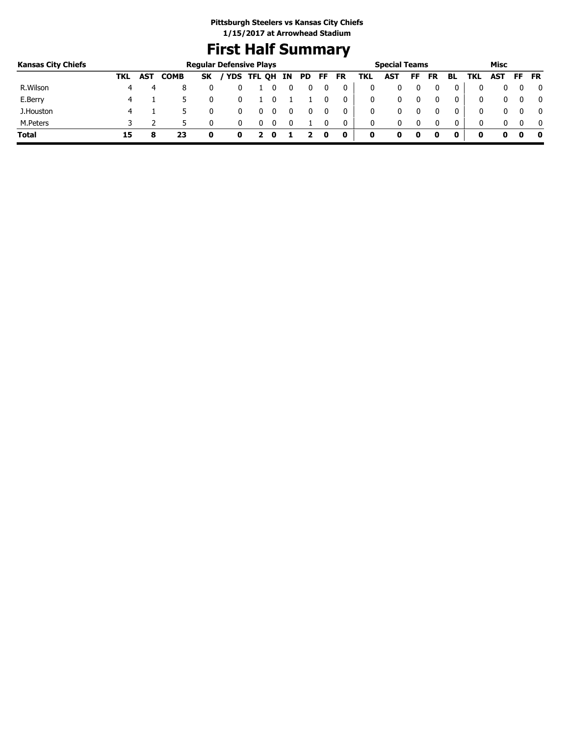**Pittsburgh Steelers vs Kansas City Chiefs**
**1/15/2017 at Arrowhead Stadium**

# First Half Summary

| Kansas City Chiefs | Regular Defensive Plays | | | | | | | | | | | Special Teams | | | | | | Misc | | | |
|---|---|---|---|---|---|---|---|---|---|---|---|---|---|---|---|---|---|---|---|---|---|
| | TKL | AST | COMB | SK | / YDS | TFL | QH | IN | PD | FF | FR | TKL | AST | FF | FR | BL | TKL | AST | FF | FR |
| R.Wilson | 4 | 4 | 8 | 0 | 0 | 1 | 0 | 0 | 0 | 0 | 0 | 0 | 0 | 0 | 0 | 0 | 0 | 0 | 0 | 0 |
| E.Berry | 4 | 1 | 5 | 0 | 0 | 1 | 0 | 1 | 1 | 0 | 0 | 0 | 0 | 0 | 0 | 0 | 0 | 0 | 0 | 0 |
| J.Houston | 4 | 1 | 5 | 0 | 0 | 0 | 0 | 0 | 0 | 0 | 0 | 0 | 0 | 0 | 0 | 0 | 0 | 0 | 0 | 0 |
| M.Peters | 3 | 2 | 5 | 0 | 0 | 0 | 0 | 0 | 1 | 0 | 0 | 0 | 0 | 0 | 0 | 0 | 0 | 0 | 0 | 0 |
| **Total** | **15** | **8** | **23** | **0** | **0** | **2** | **0** | **1** | **2** | **0** | **0** | **0** | **0** | **0** | **0** | **0** | **0** | **0** | **0** | **0** |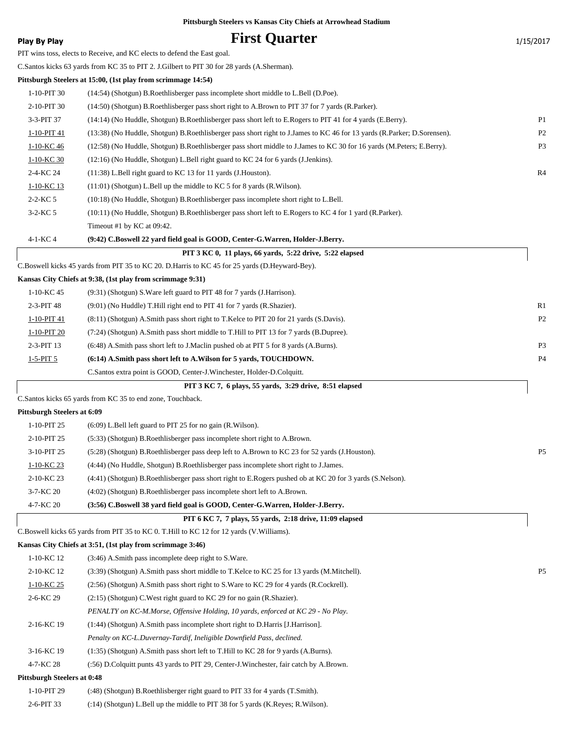Pittsburgh Steelers vs Kansas City Chiefs at Arrowhead Stadium

**Play By Play**

# First Quarter

1/15/2017

PIT wins toss, elects to Receive, and KC elects to defend the East goal.

C.Santos kicks 63 yards from KC 35 to PIT 2. J.Gilbert to PIT 30 for 28 yards (A.Sherman).

**Pittsburgh Steelers at 15:00, (1st play from scrimmage 14:54)**

| | | |
|---|---|---|
| 1-10-PIT 30 | (14:54) (Shotgun) B.Roethlisberger pass incomplete short middle to L.Bell (D.Poe). | |
| 2-10-PIT 30 | (14:50) (Shotgun) B.Roethlisberger pass short right to A.Brown to PIT 37 for 7 yards (R.Parker). | |
| 3-3-PIT 37 | (14:14) (No Huddle, Shotgun) B.Roethlisberger pass short left to E.Rogers to PIT 41 for 4 yards (E.Berry). | P1 |
| 1-10-PIT 41 | (13:38) (No Huddle, Shotgun) B.Roethlisberger pass short right to J.James to KC 46 for 13 yards (R.Parker; D.Sorensen). | P2 |
| 1-10-KC 46 | (12:58) (No Huddle, Shotgun) B.Roethlisberger pass short middle to J.James to KC 30 for 16 yards (M.Peters; E.Berry). | P3 |
| 1-10-KC 30 | (12:16) (No Huddle, Shotgun) L.Bell right guard to KC 24 for 6 yards (J.Jenkins). | |
| 2-4-KC 24 | (11:38) L.Bell right guard to KC 13 for 11 yards (J.Houston). | R4 |
| 1-10-KC 13 | (11:01) (Shotgun) L.Bell up the middle to KC 5 for 8 yards (R.Wilson). | |
| 2-2-KC 5 | (10:18) (No Huddle, Shotgun) B.Roethlisberger pass incomplete short right to L.Bell. | |
| 3-2-KC 5 | (10:11) (No Huddle, Shotgun) B.Roethlisberger pass short left to E.Rogers to KC 4 for 1 yard (R.Parker). | |
| | Timeout #1 by KC at 09:42. | |
| 4-1-KC 4 | **(9:42) C.Boswell 22 yard field goal is GOOD, Center-G.Warren, Holder-J.Berry.** | |

**PIT 3 KC 0, 11 plays, 66 yards, 5:22 drive, 5:22 elapsed**

C.Boswell kicks 45 yards from PIT 35 to KC 20. D.Harris to KC 45 for 25 yards (D.Heyward-Bey).

**Kansas City Chiefs at 9:38, (1st play from scrimmage 9:31)**

| | | |
|---|---|---|
| 1-10-KC 45 | (9:31) (Shotgun) S.Ware left guard to PIT 48 for 7 yards (J.Harrison). | |
| 2-3-PIT 48 | (9:01) (No Huddle) T.Hill right end to PIT 41 for 7 yards (R.Shazier). | R1 |
| 1-10-PIT 41 | (8:11) (Shotgun) A.Smith pass short right to T.Kelce to PIT 20 for 21 yards (S.Davis). | P2 |
| 1-10-PIT 20 | (7:24) (Shotgun) A.Smith pass short middle to T.Hill to PIT 13 for 7 yards (B.Dupree). | |
| 2-3-PIT 13 | (6:48) A.Smith pass short left to J.Maclin pushed ob at PIT 5 for 8 yards (A.Burns). | P3 |
| 1-5-PIT 5 | **(6:14) A.Smith pass short left to A.Wilson for 5 yards, TOUCHDOWN.** | P4 |
| | C.Santos extra point is GOOD, Center-J.Winchester, Holder-D.Colquitt. | |

**PIT 3 KC 7, 6 plays, 55 yards, 3:29 drive, 8:51 elapsed**

C.Santos kicks 65 yards from KC 35 to end zone, Touchback.

**Pittsburgh Steelers at 6:09**

| | | |
|---|---|---|
| 1-10-PIT 25 | (6:09) L.Bell left guard to PIT 25 for no gain (R.Wilson). | |
| 2-10-PIT 25 | (5:33) (Shotgun) B.Roethlisberger pass incomplete short right to A.Brown. | |
| 3-10-PIT 25 | (5:28) (Shotgun) B.Roethlisberger pass deep left to A.Brown to KC 23 for 52 yards (J.Houston). | P5 |
| 1-10-KC 23 | (4:44) (No Huddle, Shotgun) B.Roethlisberger pass incomplete short right to J.James. | |
| 2-10-KC 23 | (4:41) (Shotgun) B.Roethlisberger pass short right to E.Rogers pushed ob at KC 20 for 3 yards (S.Nelson). | |
| 3-7-KC 20 | (4:02) (Shotgun) B.Roethlisberger pass incomplete short left to A.Brown. | |
| 4-7-KC 20 | **(3:56) C.Boswell 38 yard field goal is GOOD, Center-G.Warren, Holder-J.Berry.** | |

**PIT 6 KC 7, 7 plays, 55 yards, 2:18 drive, 11:09 elapsed**

C.Boswell kicks 65 yards from PIT 35 to KC 0. T.Hill to KC 12 for 12 yards (V.Williams).

**Kansas City Chiefs at 3:51, (1st play from scrimmage 3:46)**

| | | |
|---|---|---|
| 1-10-KC 12 | (3:46) A.Smith pass incomplete deep right to S.Ware. | |
| 2-10-KC 12 | (3:39) (Shotgun) A.Smith pass short middle to T.Kelce to KC 25 for 13 yards (M.Mitchell). | P5 |
| 1-10-KC 25 | (2:56) (Shotgun) A.Smith pass short right to S.Ware to KC 29 for 4 yards (R.Cockrell). | |
| 2-6-KC 29 | (2:15) (Shotgun) C.West right guard to KC 29 for no gain (R.Shazier). | |
| | *PENALTY on KC-M.Morse, Offensive Holding, 10 yards, enforced at KC 29 - No Play.* | |
| 2-16-KC 19 | (1:44) (Shotgun) A.Smith pass incomplete short right to D.Harris [J.Harrison]. | |
| | *Penalty on KC-L.Duvernay-Tardif, Ineligible Downfield Pass, declined.* | |
| 3-16-KC 19 | (1:35) (Shotgun) A.Smith pass short left to T.Hill to KC 28 for 9 yards (A.Burns). | |
| 4-7-KC 28 | (:56) D.Colquitt punts 43 yards to PIT 29, Center-J.Winchester, fair catch by A.Brown. | |

**Pittsburgh Steelers at 0:48**

| | | |
|---|---|---|
| 1-10-PIT 29 | (:48) (Shotgun) B.Roethlisberger right guard to PIT 33 for 4 yards (T.Smith). | |
| 2-6-PIT 33 | (:14) (Shotgun) L.Bell up the middle to PIT 38 for 5 yards (K.Reyes; R.Wilson). | |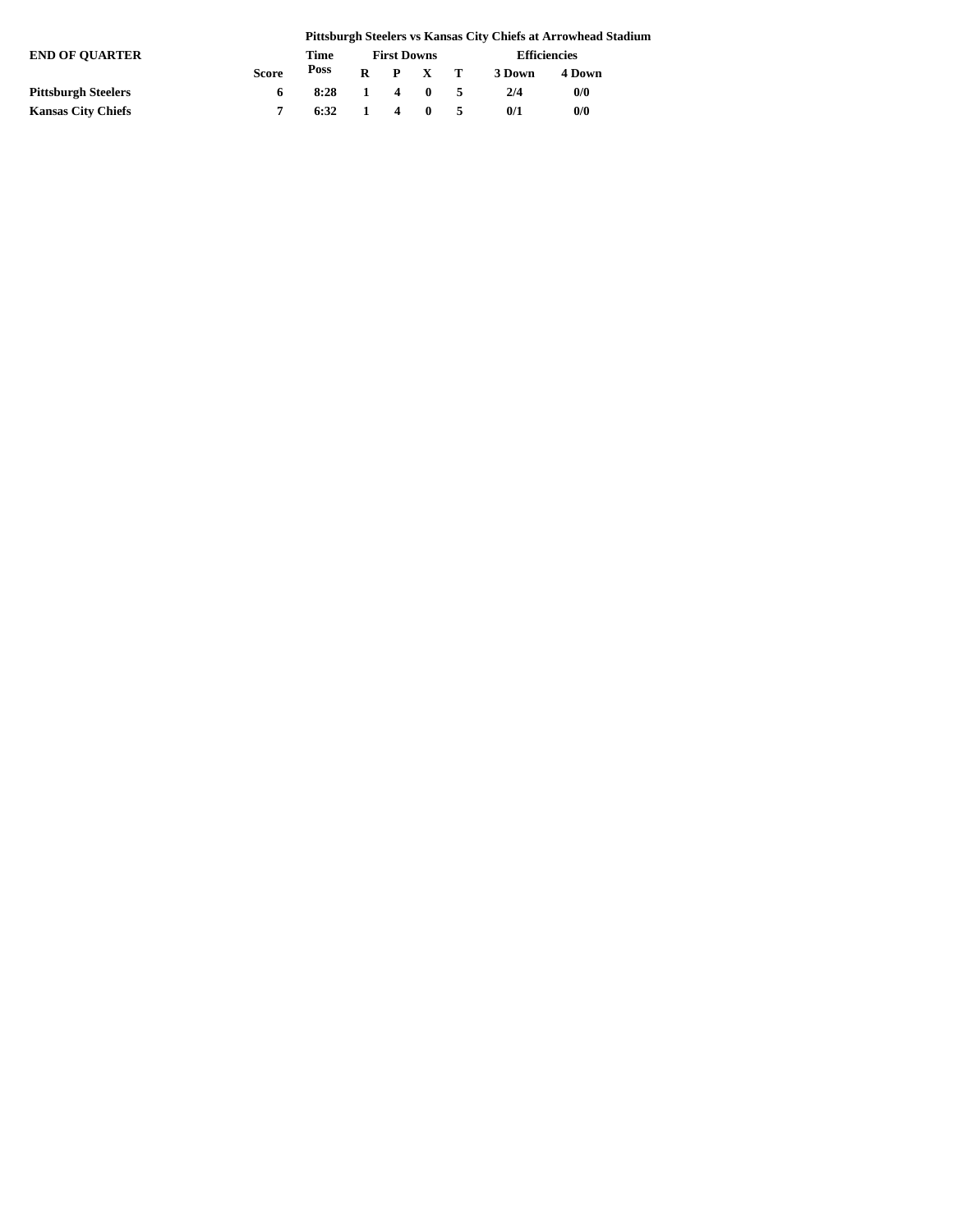**Pittsburgh Steelers vs Kansas City Chiefs at Arrowhead Stadium**

| END OF QUARTER | | Time | First Downs | | | | Efficiencies | |
|---|---|---|---|---|---|---|---|---|
| | Score | Poss | R | P | X | T | 3 Down | 4 Down |
| **Pittsburgh Steelers** | 6 | 8:28 | 1 | 4 | 0 | 5 | 2/4 | 0/0 |
| **Kansas City Chiefs** | 7 | 6:32 | 1 | 4 | 0 | 5 | 0/1 | 0/0 |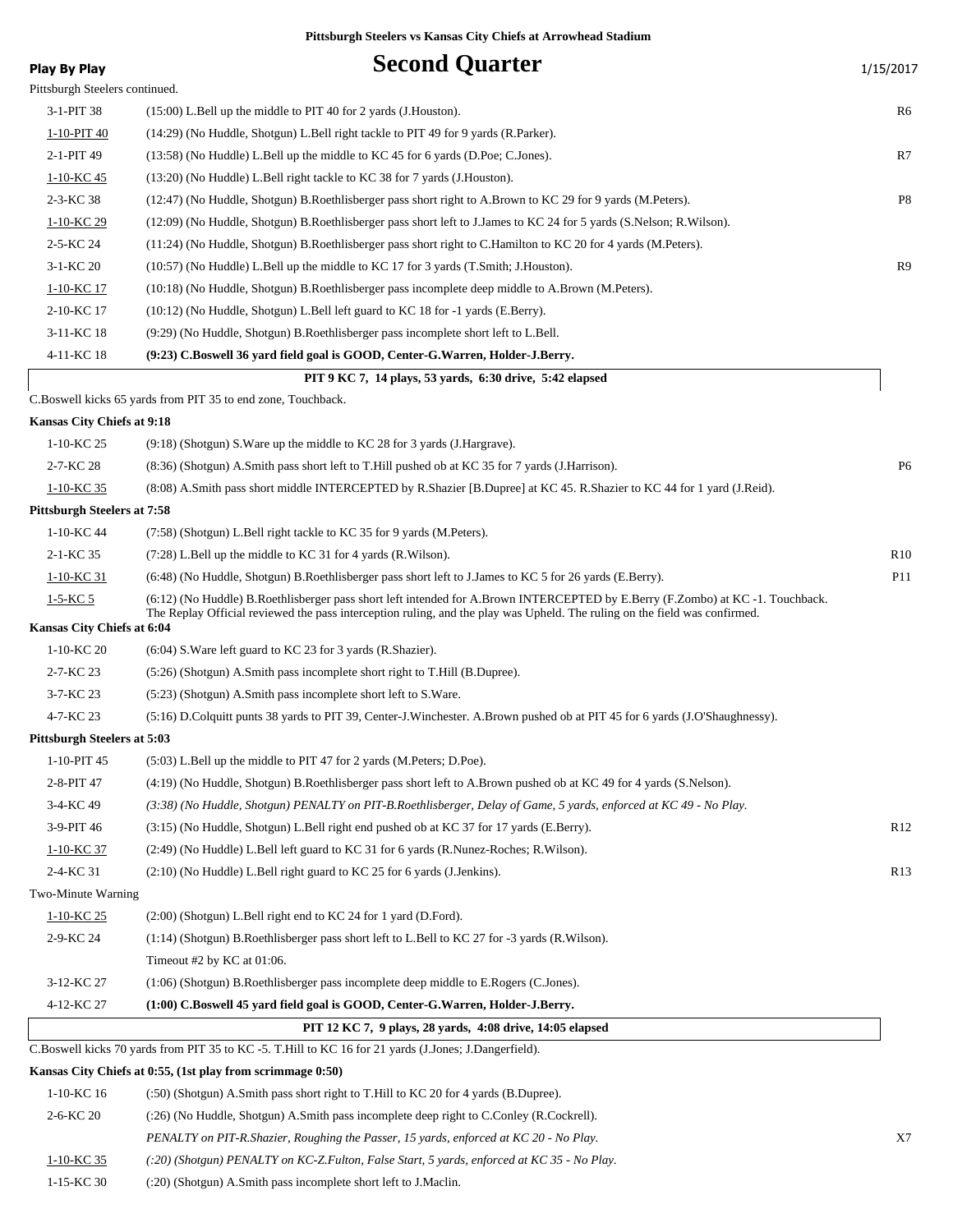**Pittsburgh Steelers vs Kansas City Chiefs at Arrowhead Stadium**

**Play By Play**

# Second Quarter

1/15/2017

Pittsburgh Steelers continued.

| Down | Play | |
|---|---|---|
| 3-1-PIT 38 | (15:00) L.Bell up the middle to PIT 40 for 2 yards (J.Houston). | R6 |
| 1-10-PIT 40 | (14:29) (No Huddle, Shotgun) L.Bell right tackle to PIT 49 for 9 yards (R.Parker). | |
| 2-1-PIT 49 | (13:58) (No Huddle) L.Bell up the middle to KC 45 for 6 yards (D.Poe; C.Jones). | R7 |
| 1-10-KC 45 | (13:20) (No Huddle) L.Bell right tackle to KC 38 for 7 yards (J.Houston). | |
| 2-3-KC 38 | (12:47) (No Huddle, Shotgun) B.Roethlisberger pass short right to A.Brown to KC 29 for 9 yards (M.Peters). | P8 |
| 1-10-KC 29 | (12:09) (No Huddle, Shotgun) B.Roethlisberger pass short left to J.James to KC 24 for 5 yards (S.Nelson; R.Wilson). | |
| 2-5-KC 24 | (11:24) (No Huddle, Shotgun) B.Roethlisberger pass short right to C.Hamilton to KC 20 for 4 yards (M.Peters). | |
| 3-1-KC 20 | (10:57) (No Huddle) L.Bell up the middle to KC 17 for 3 yards (T.Smith; J.Houston). | R9 |
| 1-10-KC 17 | (10:18) (No Huddle, Shotgun) B.Roethlisberger pass incomplete deep middle to A.Brown (M.Peters). | |
| 2-10-KC 17 | (10:12) (No Huddle, Shotgun) L.Bell left guard to KC 18 for -1 yards (E.Berry). | |
| 3-11-KC 18 | (9:29) (No Huddle, Shotgun) B.Roethlisberger pass incomplete short left to L.Bell. | |
| 4-11-KC 18 | **(9:23) C.Boswell 36 yard field goal is GOOD, Center-G.Warren, Holder-J.Berry.** | |

**PIT 9 KC 7, 14 plays, 53 yards, 6:30 drive, 5:42 elapsed**

C.Boswell kicks 65 yards from PIT 35 to end zone, Touchback.

**Kansas City Chiefs at 9:18**

| Down | Play | |
|---|---|---|
| 1-10-KC 25 | (9:18) (Shotgun) S.Ware up the middle to KC 28 for 3 yards (J.Hargrave). | |
| 2-7-KC 28 | (8:36) (Shotgun) A.Smith pass short left to T.Hill pushed ob at KC 35 for 7 yards (J.Harrison). | P6 |
| 1-10-KC 35 | (8:08) A.Smith pass short middle INTERCEPTED by R.Shazier [B.Dupree] at KC 45. R.Shazier to KC 44 for 1 yard (J.Reid). | |

**Pittsburgh Steelers at 7:58**

| Down | Play | |
|---|---|---|
| 1-10-KC 44 | (7:58) (Shotgun) L.Bell right tackle to KC 35 for 9 yards (M.Peters). | |
| 2-1-KC 35 | (7:28) L.Bell up the middle to KC 31 for 4 yards (R.Wilson). | R10 |
| 1-10-KC 31 | (6:48) (No Huddle, Shotgun) B.Roethlisberger pass short left to J.James to KC 5 for 26 yards (E.Berry). | P11 |
| 1-5-KC 5 | (6:12) (No Huddle) B.Roethlisberger pass short left intended for A.Brown INTERCEPTED by E.Berry (F.Zombo) at KC -1. Touchback. The Replay Official reviewed the pass interception ruling, and the play was Upheld. The ruling on the field was confirmed. | |

**Kansas City Chiefs at 6:04**

| Down | Play | |
|---|---|---|
| 1-10-KC 20 | (6:04) S.Ware left guard to KC 23 for 3 yards (R.Shazier). | |
| 2-7-KC 23 | (5:26) (Shotgun) A.Smith pass incomplete short right to T.Hill (B.Dupree). | |
| 3-7-KC 23 | (5:23) (Shotgun) A.Smith pass incomplete short left to S.Ware. | |
| 4-7-KC 23 | (5:16) D.Colquitt punts 38 yards to PIT 39, Center-J.Winchester. A.Brown pushed ob at PIT 45 for 6 yards (J.O'Shaughnessy). | |

**Pittsburgh Steelers at 5:03**

| Down | Play | |
|---|---|---|
| 1-10-PIT 45 | (5:03) L.Bell up the middle to PIT 47 for 2 yards (M.Peters; D.Poe). | |
| 2-8-PIT 47 | (4:19) (No Huddle, Shotgun) B.Roethlisberger pass short left to A.Brown pushed ob at KC 49 for 4 yards (S.Nelson). | |
| 3-4-KC 49 | *(3:38) (No Huddle, Shotgun) PENALTY on PIT-B.Roethlisberger, Delay of Game, 5 yards, enforced at KC 49 - No Play.* | |
| 3-9-PIT 46 | (3:15) (No Huddle, Shotgun) L.Bell right end pushed ob at KC 37 for 17 yards (E.Berry). | R12 |
| 1-10-KC 37 | (2:49) (No Huddle) L.Bell left guard to KC 31 for 6 yards (R.Nunez-Roches; R.Wilson). | |
| 2-4-KC 31 | (2:10) (No Huddle) L.Bell right guard to KC 25 for 6 yards (J.Jenkins). | R13 |
| Two-Minute Warning | | |
| 1-10-KC 25 | (2:00) (Shotgun) L.Bell right end to KC 24 for 1 yard (D.Ford). | |
| 2-9-KC 24 | (1:14) (Shotgun) B.Roethlisberger pass short left to L.Bell to KC 27 for -3 yards (R.Wilson). | |
| | Timeout #2 by KC at 01:06. | |
| 3-12-KC 27 | (1:06) (Shotgun) B.Roethlisberger pass incomplete deep middle to E.Rogers (C.Jones). | |
| 4-12-KC 27 | **(1:00) C.Boswell 45 yard field goal is GOOD, Center-G.Warren, Holder-J.Berry.** | |

**PIT 12 KC 7, 9 plays, 28 yards, 4:08 drive, 14:05 elapsed**

C.Boswell kicks 70 yards from PIT 35 to KC -5. T.Hill to KC 16 for 21 yards (J.Jones; J.Dangerfield).

**Kansas City Chiefs at 0:55, (1st play from scrimmage 0:50)**

| Down | Play | |
|---|---|---|
| 1-10-KC 16 | (:50) (Shotgun) A.Smith pass short right to T.Hill to KC 20 for 4 yards (B.Dupree). | |
| 2-6-KC 20 | (:26) (No Huddle, Shotgun) A.Smith pass incomplete deep right to C.Conley (R.Cockrell). | |
| | *PENALTY on PIT-R.Shazier, Roughing the Passer, 15 yards, enforced at KC 20 - No Play.* | X7 |
| 1-10-KC 35 | *(:20) (Shotgun) PENALTY on KC-Z.Fulton, False Start, 5 yards, enforced at KC 35 - No Play.* | |
| 1-15-KC 30 | (:20) (Shotgun) A.Smith pass incomplete short left to J.Maclin. | |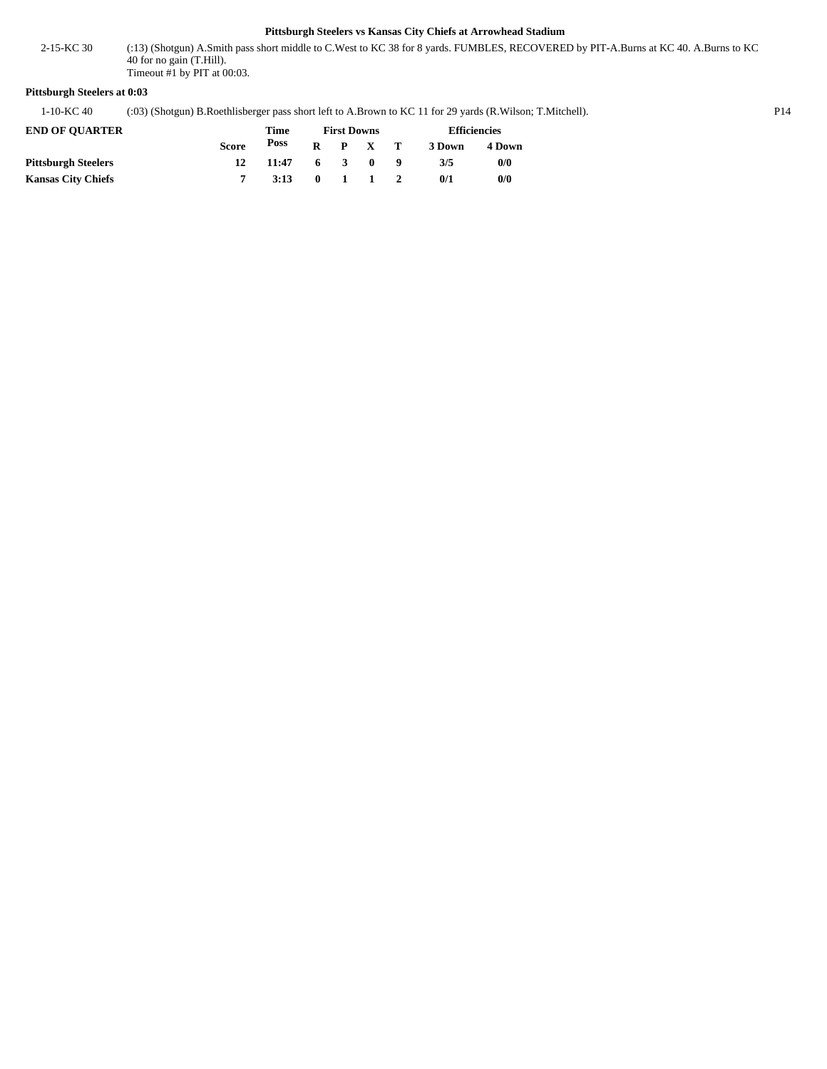**Pittsburgh Steelers vs Kansas City Chiefs at Arrowhead Stadium**

| | | |
|---|---|---|
| 2-15-KC 30 | (:13) (Shotgun) A.Smith pass short middle to C.West to KC 38 for 8 yards. FUMBLES, RECOVERED by PIT-A.Burns at KC 40. A.Burns to KC 40 for no gain (T.Hill).<br>Timeout #1 by PIT at 00:03. | |

**Pittsburgh Steelers at 0:03**

| | | |
|---|---|---|
| 1-10-KC 40 | (:03) (Shotgun) B.Roethlisberger pass short left to A.Brown to KC 11 for 29 yards (R.Wilson; T.Mitchell). | P14 |

| END OF QUARTER | Score | Time Poss | First Downs R | P | X | T | Efficiencies 3 Down | 4 Down |
|---|---|---|---|---|---|---|---|---|
| Pittsburgh Steelers | 12 | 11:47 | 6 | 3 | 0 | 9 | 3/5 | 0/0 |
| Kansas City Chiefs | 7 | 3:13 | 0 | 1 | 1 | 2 | 0/1 | 0/0 |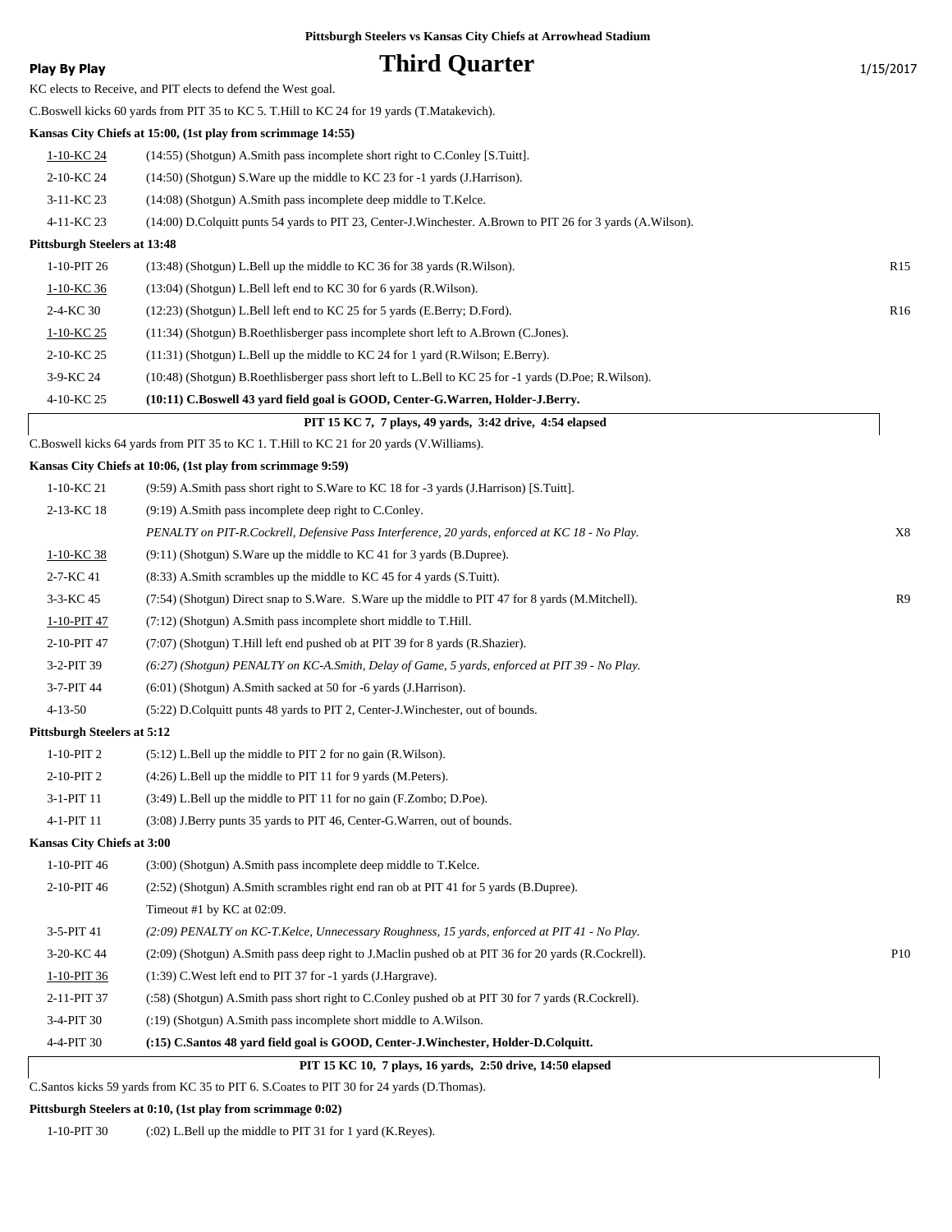Pittsburgh Steelers vs Kansas City Chiefs at Arrowhead Stadium

**Play By Play**

# Third Quarter

1/15/2017

KC elects to Receive, and PIT elects to defend the West goal.

C.Boswell kicks 60 yards from PIT 35 to KC 5. T.Hill to KC 24 for 19 yards (T.Matakevich).

**Kansas City Chiefs at 15:00, (1st play from scrimmage 14:55)**

| | | |
|---|---|---|
| 1-10-KC 24 | (14:55) (Shotgun) A.Smith pass incomplete short right to C.Conley [S.Tuitt]. | |
| 2-10-KC 24 | (14:50) (Shotgun) S.Ware up the middle to KC 23 for -1 yards (J.Harrison). | |
| 3-11-KC 23 | (14:08) (Shotgun) A.Smith pass incomplete deep middle to T.Kelce. | |
| 4-11-KC 23 | (14:00) D.Colquitt punts 54 yards to PIT 23, Center-J.Winchester. A.Brown to PIT 26 for 3 yards (A.Wilson). | |

**Pittsburgh Steelers at 13:48**

| | | |
|---|---|---|
| 1-10-PIT 26 | (13:48) (Shotgun) L.Bell up the middle to KC 36 for 38 yards (R.Wilson). | R15 |
| 1-10-KC 36 | (13:04) (Shotgun) L.Bell left end to KC 30 for 6 yards (R.Wilson). | |
| 2-4-KC 30 | (12:23) (Shotgun) L.Bell left end to KC 25 for 5 yards (E.Berry; D.Ford). | R16 |
| 1-10-KC 25 | (11:34) (Shotgun) B.Roethlisberger pass incomplete short left to A.Brown (C.Jones). | |
| 2-10-KC 25 | (11:31) (Shotgun) L.Bell up the middle to KC 24 for 1 yard (R.Wilson; E.Berry). | |
| 3-9-KC 24 | (10:48) (Shotgun) B.Roethlisberger pass short left to L.Bell to KC 25 for -1 yards (D.Poe; R.Wilson). | |
| 4-10-KC 25 | **(10:11) C.Boswell 43 yard field goal is GOOD, Center-G.Warren, Holder-J.Berry.** | |

**PIT 15 KC 7, 7 plays, 49 yards, 3:42 drive, 4:54 elapsed**

C.Boswell kicks 64 yards from PIT 35 to KC 1. T.Hill to KC 21 for 20 yards (V.Williams).

**Kansas City Chiefs at 10:06, (1st play from scrimmage 9:59)**

| | | |
|---|---|---|
| 1-10-KC 21 | (9:59) A.Smith pass short right to S.Ware to KC 18 for -3 yards (J.Harrison) [S.Tuitt]. | |
| 2-13-KC 18 | (9:19) A.Smith pass incomplete deep right to C.Conley. | |
| | *PENALTY on PIT-R.Cockrell, Defensive Pass Interference, 20 yards, enforced at KC 18 - No Play.* | X8 |
| 1-10-KC 38 | (9:11) (Shotgun) S.Ware up the middle to KC 41 for 3 yards (B.Dupree). | |
| 2-7-KC 41 | (8:33) A.Smith scrambles up the middle to KC 45 for 4 yards (S.Tuitt). | |
| 3-3-KC 45 | (7:54) (Shotgun) Direct snap to S.Ware. S.Ware up the middle to PIT 47 for 8 yards (M.Mitchell). | R9 |
| 1-10-PIT 47 | (7:12) (Shotgun) A.Smith pass incomplete short middle to T.Hill. | |
| 2-10-PIT 47 | (7:07) (Shotgun) T.Hill left end pushed ob at PIT 39 for 8 yards (R.Shazier). | |
| 3-2-PIT 39 | *(6:27) (Shotgun) PENALTY on KC-A.Smith, Delay of Game, 5 yards, enforced at PIT 39 - No Play.* | |
| 3-7-PIT 44 | (6:01) (Shotgun) A.Smith sacked at 50 for -6 yards (J.Harrison). | |
| 4-13-50 | (5:22) D.Colquitt punts 48 yards to PIT 2, Center-J.Winchester, out of bounds. | |

**Pittsburgh Steelers at 5:12**

| | | |
|---|---|---|
| 1-10-PIT 2 | (5:12) L.Bell up the middle to PIT 2 for no gain (R.Wilson). | |
| 2-10-PIT 2 | (4:26) L.Bell up the middle to PIT 11 for 9 yards (M.Peters). | |
| 3-1-PIT 11 | (3:49) L.Bell up the middle to PIT 11 for no gain (F.Zombo; D.Poe). | |
| 4-1-PIT 11 | (3:08) J.Berry punts 35 yards to PIT 46, Center-G.Warren, out of bounds. | |

**Kansas City Chiefs at 3:00**

| | | |
|---|---|---|
| 1-10-PIT 46 | (3:00) (Shotgun) A.Smith pass incomplete deep middle to T.Kelce. | |
| 2-10-PIT 46 | (2:52) (Shotgun) A.Smith scrambles right end ran ob at PIT 41 for 5 yards (B.Dupree). | |
| | Timeout #1 by KC at 02:09. | |
| 3-5-PIT 41 | *(2:09) PENALTY on KC-T.Kelce, Unnecessary Roughness, 15 yards, enforced at PIT 41 - No Play.* | |
| 3-20-KC 44 | (2:09) (Shotgun) A.Smith pass deep right to J.Maclin pushed ob at PIT 36 for 20 yards (R.Cockrell). | P10 |
| 1-10-PIT 36 | (1:39) C.West left end to PIT 37 for -1 yards (J.Hargrave). | |
| 2-11-PIT 37 | (:58) (Shotgun) A.Smith pass short right to C.Conley pushed ob at PIT 30 for 7 yards (R.Cockrell). | |
| 3-4-PIT 30 | (:19) (Shotgun) A.Smith pass incomplete short middle to A.Wilson. | |
| 4-4-PIT 30 | **(:15) C.Santos 48 yard field goal is GOOD, Center-J.Winchester, Holder-D.Colquitt.** | |

**PIT 15 KC 10, 7 plays, 16 yards, 2:50 drive, 14:50 elapsed**

C.Santos kicks 59 yards from KC 35 to PIT 6. S.Coates to PIT 30 for 24 yards (D.Thomas).

**Pittsburgh Steelers at 0:10, (1st play from scrimmage 0:02)**

| | | |
|---|---|---|
| 1-10-PIT 30 | (:02) L.Bell up the middle to PIT 31 for 1 yard (K.Reyes). | |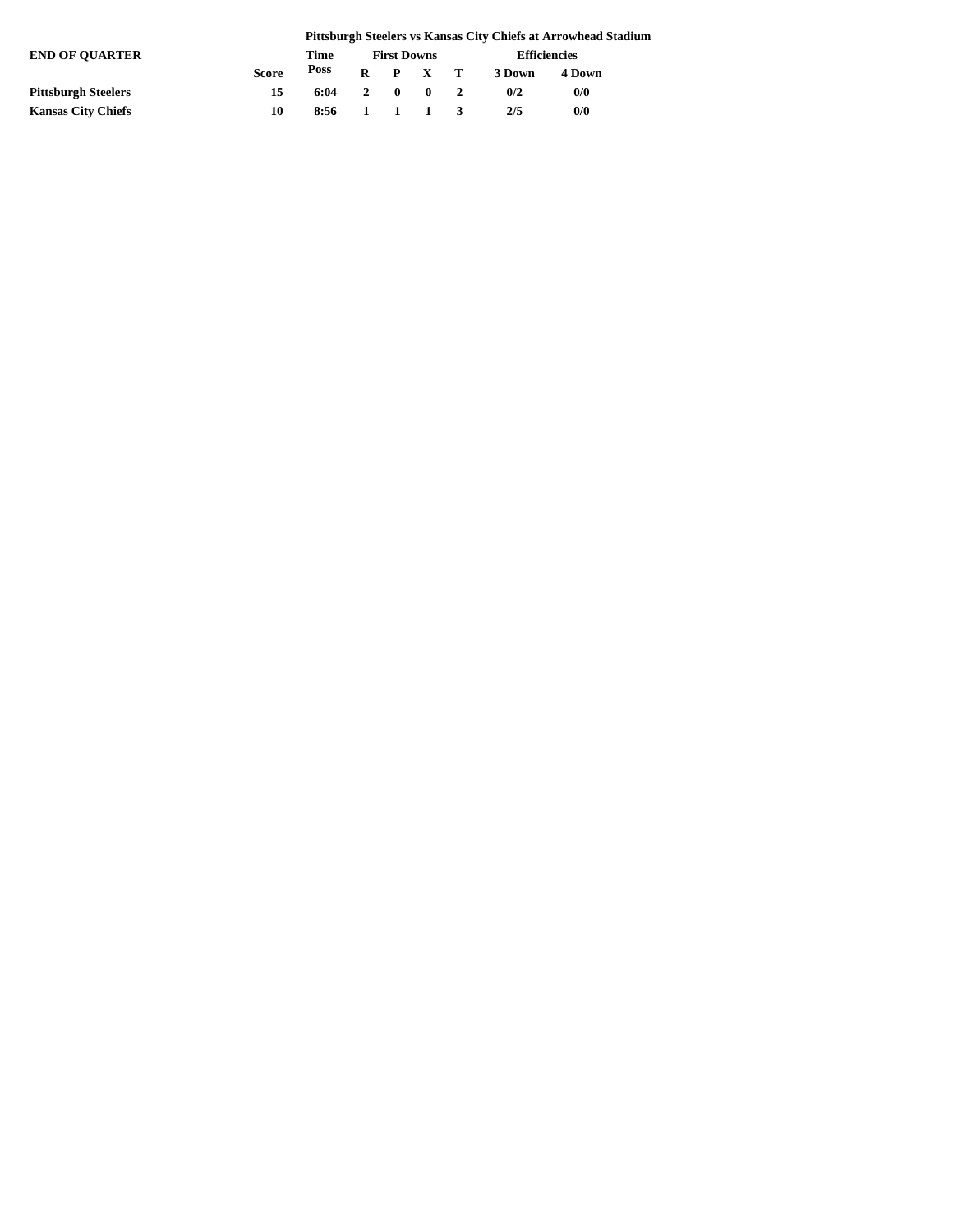**Pittsburgh Steelers vs Kansas City Chiefs at Arrowhead Stadium**

| END OF QUARTER | | Time | First Downs | | | | Efficiencies | |
|---|---|---|---|---|---|---|---|---|
| | Score | Poss | R | P | X | T | 3 Down | 4 Down |
| **Pittsburgh Steelers** | 15 | 6:04 | 2 | 0 | 0 | 2 | 0/2 | 0/0 |
| **Kansas City Chiefs** | 10 | 8:56 | 1 | 1 | 1 | 3 | 2/5 | 0/0 |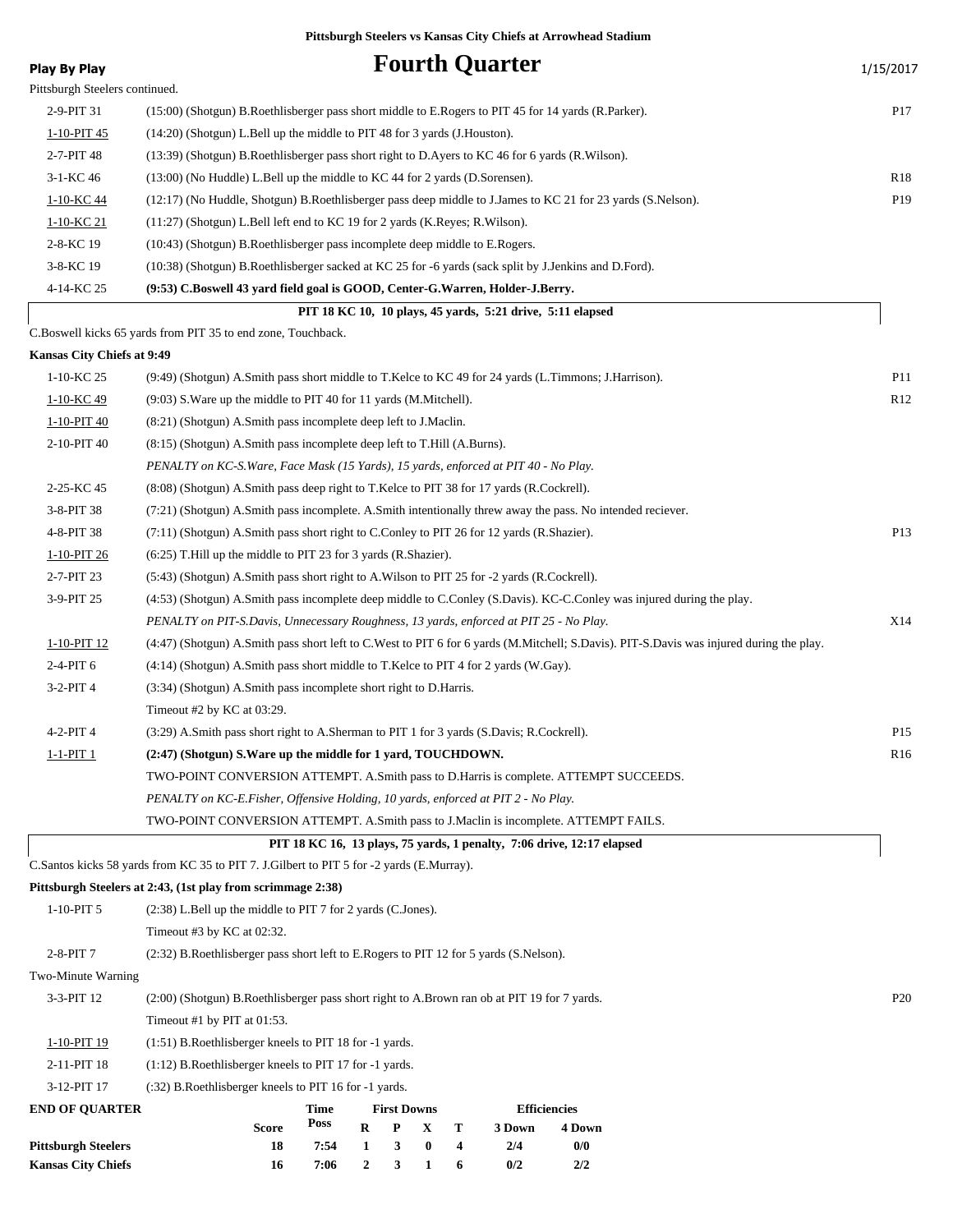**Pittsburgh Steelers vs Kansas City Chiefs at Arrowhead Stadium**

**Play By Play**

# Fourth Quarter

1/15/2017

Pittsburgh Steelers continued.

| | | |
|---|---|---|
| 2-9-PIT 31 | (15:00) (Shotgun) B.Roethlisberger pass short middle to E.Rogers to PIT 45 for 14 yards (R.Parker). | P17 |
| 1-10-PIT 45 | (14:20) (Shotgun) L.Bell up the middle to PIT 48 for 3 yards (J.Houston). | |
| 2-7-PIT 48 | (13:39) (Shotgun) B.Roethlisberger pass short right to D.Ayers to KC 46 for 6 yards (R.Wilson). | |
| 3-1-KC 46 | (13:00) (No Huddle) L.Bell up the middle to KC 44 for 2 yards (D.Sorensen). | R18 |
| 1-10-KC 44 | (12:17) (No Huddle, Shotgun) B.Roethlisberger pass deep middle to J.James to KC 21 for 23 yards (S.Nelson). | P19 |
| 1-10-KC 21 | (11:27) (Shotgun) L.Bell left end to KC 19 for 2 yards (K.Reyes; R.Wilson). | |
| 2-8-KC 19 | (10:43) (Shotgun) B.Roethlisberger pass incomplete deep middle to E.Rogers. | |
| 3-8-KC 19 | (10:38) (Shotgun) B.Roethlisberger sacked at KC 25 for -6 yards (sack split by J.Jenkins and D.Ford). | |
| 4-14-KC 25 | **(9:53) C.Boswell 43 yard field goal is GOOD, Center-G.Warren, Holder-J.Berry.** | |

**PIT 18 KC 10, 10 plays, 45 yards, 5:21 drive, 5:11 elapsed**

C.Boswell kicks 65 yards from PIT 35 to end zone, Touchback.

**Kansas City Chiefs at 9:49**

| | | |
|---|---|---|
| 1-10-KC 25 | (9:49) (Shotgun) A.Smith pass short middle to T.Kelce to KC 49 for 24 yards (L.Timmons; J.Harrison). | P11 |
| 1-10-KC 49 | (9:03) S.Ware up the middle to PIT 40 for 11 yards (M.Mitchell). | R12 |
| 1-10-PIT 40 | (8:21) (Shotgun) A.Smith pass incomplete deep left to J.Maclin. | |
| 2-10-PIT 40 | (8:15) (Shotgun) A.Smith pass incomplete deep left to T.Hill (A.Burns). | |
| | *PENALTY on KC-S.Ware, Face Mask (15 Yards), 15 yards, enforced at PIT 40 - No Play.* | |
| 2-25-KC 45 | (8:08) (Shotgun) A.Smith pass deep right to T.Kelce to PIT 38 for 17 yards (R.Cockrell). | |
| 3-8-PIT 38 | (7:21) (Shotgun) A.Smith pass incomplete. A.Smith intentionally threw away the pass. No intended reciever. | |
| 4-8-PIT 38 | (7:11) (Shotgun) A.Smith pass short right to C.Conley to PIT 26 for 12 yards (R.Shazier). | P13 |
| 1-10-PIT 26 | (6:25) T.Hill up the middle to PIT 23 for 3 yards (R.Shazier). | |
| 2-7-PIT 23 | (5:43) (Shotgun) A.Smith pass short right to A.Wilson to PIT 25 for -2 yards (R.Cockrell). | |
| 3-9-PIT 25 | (4:53) (Shotgun) A.Smith pass incomplete deep middle to C.Conley (S.Davis). KC-C.Conley was injured during the play. | |
| | *PENALTY on PIT-S.Davis, Unnecessary Roughness, 13 yards, enforced at PIT 25 - No Play.* | X14 |
| 1-10-PIT 12 | (4:47) (Shotgun) A.Smith pass short left to C.West to PIT 6 for 6 yards (M.Mitchell; S.Davis). PIT-S.Davis was injured during the play. | |
| 2-4-PIT 6 | (4:14) (Shotgun) A.Smith pass short middle to T.Kelce to PIT 4 for 2 yards (W.Gay). | |
| 3-2-PIT 4 | (3:34) (Shotgun) A.Smith pass incomplete short right to D.Harris. | |
| | Timeout #2 by KC at 03:29. | |
| 4-2-PIT 4 | (3:29) A.Smith pass short right to A.Sherman to PIT 1 for 3 yards (S.Davis; R.Cockrell). | P15 |
| 1-1-PIT 1 | **(2:47) (Shotgun) S.Ware up the middle for 1 yard, TOUCHDOWN.** | R16 |
| | TWO-POINT CONVERSION ATTEMPT. A.Smith pass to D.Harris is complete. ATTEMPT SUCCEEDS. | |
| | *PENALTY on KC-E.Fisher, Offensive Holding, 10 yards, enforced at PIT 2 - No Play.* | |
| | TWO-POINT CONVERSION ATTEMPT. A.Smith pass to J.Maclin is incomplete. ATTEMPT FAILS. | |

**PIT 18 KC 16, 13 plays, 75 yards, 1 penalty, 7:06 drive, 12:17 elapsed**

C.Santos kicks 58 yards from KC 35 to PIT 7. J.Gilbert to PIT 5 for -2 yards (E.Murray).

**Pittsburgh Steelers at 2:43, (1st play from scrimmage 2:38)**

| | | |
|---|---|---|
| 1-10-PIT 5 | (2:38) L.Bell up the middle to PIT 7 for 2 yards (C.Jones). | |
| | Timeout #3 by KC at 02:32. | |
| 2-8-PIT 7 | (2:32) B.Roethlisberger pass short left to E.Rogers to PIT 12 for 5 yards (S.Nelson). | |
| Two-Minute Warning | | |
| 3-3-PIT 12 | (2:00) (Shotgun) B.Roethlisberger pass short right to A.Brown ran ob at PIT 19 for 7 yards. | P20 |
| | Timeout #1 by PIT at 01:53. | |
| 1-10-PIT 19 | (1:51) B.Roethlisberger kneels to PIT 18 for -1 yards. | |
| 2-11-PIT 18 | (1:12) B.Roethlisberger kneels to PIT 17 for -1 yards. | |
| 3-12-PIT 17 | (:32) B.Roethlisberger kneels to PIT 16 for -1 yards. | |

| END OF QUARTER | Score | Time Poss | First Downs R | P | X | T | Efficiencies 3 Down | 4 Down |
|---|---|---|---|---|---|---|---|---|
| **Pittsburgh Steelers** | 18 | 7:54 | 1 | 3 | 0 | 4 | 2/4 | 0/0 |
| **Kansas City Chiefs** | 16 | 7:06 | 2 | 3 | 1 | 6 | 0/2 | 2/2 |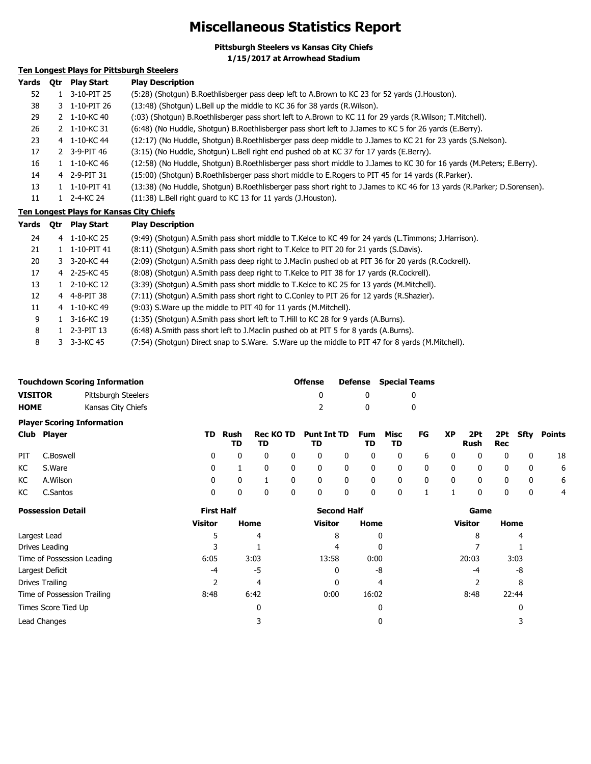# Miscellaneous Statistics Report

**Pittsburgh Steelers vs Kansas City Chiefs**
**1/15/2017 at Arrowhead Stadium**

## Ten Longest Plays for Pittsburgh Steelers

| Yards | Qtr | Play Start | Play Description |
|---|---|---|---|
| 52 | 1 | 3-10-PIT 25 | (5:28) (Shotgun) B.Roethlisberger pass deep left to A.Brown to KC 23 for 52 yards (J.Houston). |
| 38 | 3 | 1-10-PIT 26 | (13:48) (Shotgun) L.Bell up the middle to KC 36 for 38 yards (R.Wilson). |
| 29 | 2 | 1-10-KC 40 | (:03) (Shotgun) B.Roethlisberger pass short left to A.Brown to KC 11 for 29 yards (R.Wilson; T.Mitchell). |
| 26 | 2 | 1-10-KC 31 | (6:48) (No Huddle, Shotgun) B.Roethlisberger pass short left to J.James to KC 5 for 26 yards (E.Berry). |
| 23 | 4 | 1-10-KC 44 | (12:17) (No Huddle, Shotgun) B.Roethlisberger pass deep middle to J.James to KC 21 for 23 yards (S.Nelson). |
| 17 | 2 | 3-9-PIT 46 | (3:15) (No Huddle, Shotgun) L.Bell right end pushed ob at KC 37 for 17 yards (E.Berry). |
| 16 | 1 | 1-10-KC 46 | (12:58) (No Huddle, Shotgun) B.Roethlisberger pass short middle to J.James to KC 30 for 16 yards (M.Peters; E.Berry). |
| 14 | 4 | 2-9-PIT 31 | (15:00) (Shotgun) B.Roethlisberger pass short middle to E.Rogers to PIT 45 for 14 yards (R.Parker). |
| 13 | 1 | 1-10-PIT 41 | (13:38) (No Huddle, Shotgun) B.Roethlisberger pass short right to J.James to KC 46 for 13 yards (R.Parker; D.Sorensen). |
| 11 | 1 | 2-4-KC 24 | (11:38) L.Bell right guard to KC 13 for 11 yards (J.Houston). |

## Ten Longest Plays for Kansas City Chiefs

| Yards | Qtr | Play Start | Play Description |
|---|---|---|---|
| 24 | 4 | 1-10-KC 25 | (9:49) (Shotgun) A.Smith pass short middle to T.Kelce to KC 49 for 24 yards (L.Timmons; J.Harrison). |
| 21 | 1 | 1-10-PIT 41 | (8:11) (Shotgun) A.Smith pass short right to T.Kelce to PIT 20 for 21 yards (S.Davis). |
| 20 | 3 | 3-20-KC 44 | (2:09) (Shotgun) A.Smith pass deep right to J.Maclin pushed ob at PIT 36 for 20 yards (R.Cockrell). |
| 17 | 4 | 2-25-KC 45 | (8:08) (Shotgun) A.Smith pass deep right to T.Kelce to PIT 38 for 17 yards (R.Cockrell). |
| 13 | 1 | 2-10-KC 12 | (3:39) (Shotgun) A.Smith pass short middle to T.Kelce to KC 25 for 13 yards (M.Mitchell). |
| 12 | 4 | 4-8-PIT 38 | (7:11) (Shotgun) A.Smith pass short right to C.Conley to PIT 26 for 12 yards (R.Shazier). |
| 11 | 4 | 1-10-KC 49 | (9:03) S.Ware up the middle to PIT 40 for 11 yards (M.Mitchell). |
| 9 | 1 | 3-16-KC 19 | (1:35) (Shotgun) A.Smith pass short left to T.Hill to KC 28 for 9 yards (A.Burns). |
| 8 | 1 | 2-3-PIT 13 | (6:48) A.Smith pass short left to J.Maclin pushed ob at PIT 5 for 8 yards (A.Burns). |
| 8 | 3 | 3-3-KC 45 | (7:54) (Shotgun) Direct snap to S.Ware. S.Ware up the middle to PIT 47 for 8 yards (M.Mitchell). |

## Touchdown Scoring Information

| | | Offense | Defense | Special Teams |
|---|---|---|---|---|
| **VISITOR** | Pittsburgh Steelers | 0 | 0 | 0 |
| **HOME** | Kansas City Chiefs | 2 | 0 | 0 |

## Player Scoring Information

| Club | Player | TD | Rush TD | Rec TD | KO TD | Punt TD | Int TD | Fum TD | Misc TD | FG | XP | 2Pt Rush | 2Pt Rec | Sfty | Points |
|---|---|---|---|---|---|---|---|---|---|---|---|---|---|---|---|
| PIT | C.Boswell | 0 | 0 | 0 | 0 | 0 | 0 | 0 | 0 | 6 | 0 | 0 | 0 | 0 | 18 |
| KC | S.Ware | 0 | 1 | 0 | 0 | 0 | 0 | 0 | 0 | 0 | 0 | 0 | 0 | 0 | 6 |
| KC | A.Wilson | 0 | 0 | 1 | 0 | 0 | 0 | 0 | 0 | 0 | 0 | 0 | 0 | 0 | 6 |
| KC | C.Santos | 0 | 0 | 0 | 0 | 0 | 0 | 0 | 0 | 1 | 1 | 0 | 0 | 0 | 4 |

## Possession Detail

| | First Half | | Second Half | | Game | |
|---|---|---|---|---|---|---|
| | Visitor | Home | Visitor | Home | Visitor | Home |
| Largest Lead | 5 | 4 | 8 | 0 | 8 | 4 |
| Drives Leading | 3 | 1 | 4 | 0 | 7 | 1 |
| Time of Possession Leading | 6:05 | 3:03 | 13:58 | 0:00 | 20:03 | 3:03 |
| Largest Deficit | -4 | -5 | 0 | -8 | -4 | -8 |
| Drives Trailing | 2 | 4 | 0 | 4 | 2 | 8 |
| Time of Possession Trailing | 8:48 | 6:42 | 0:00 | 16:02 | 8:48 | 22:44 |
| Times Score Tied Up | | 0 | | 0 | | 0 |
| Lead Changes | | 3 | | 0 | | 3 |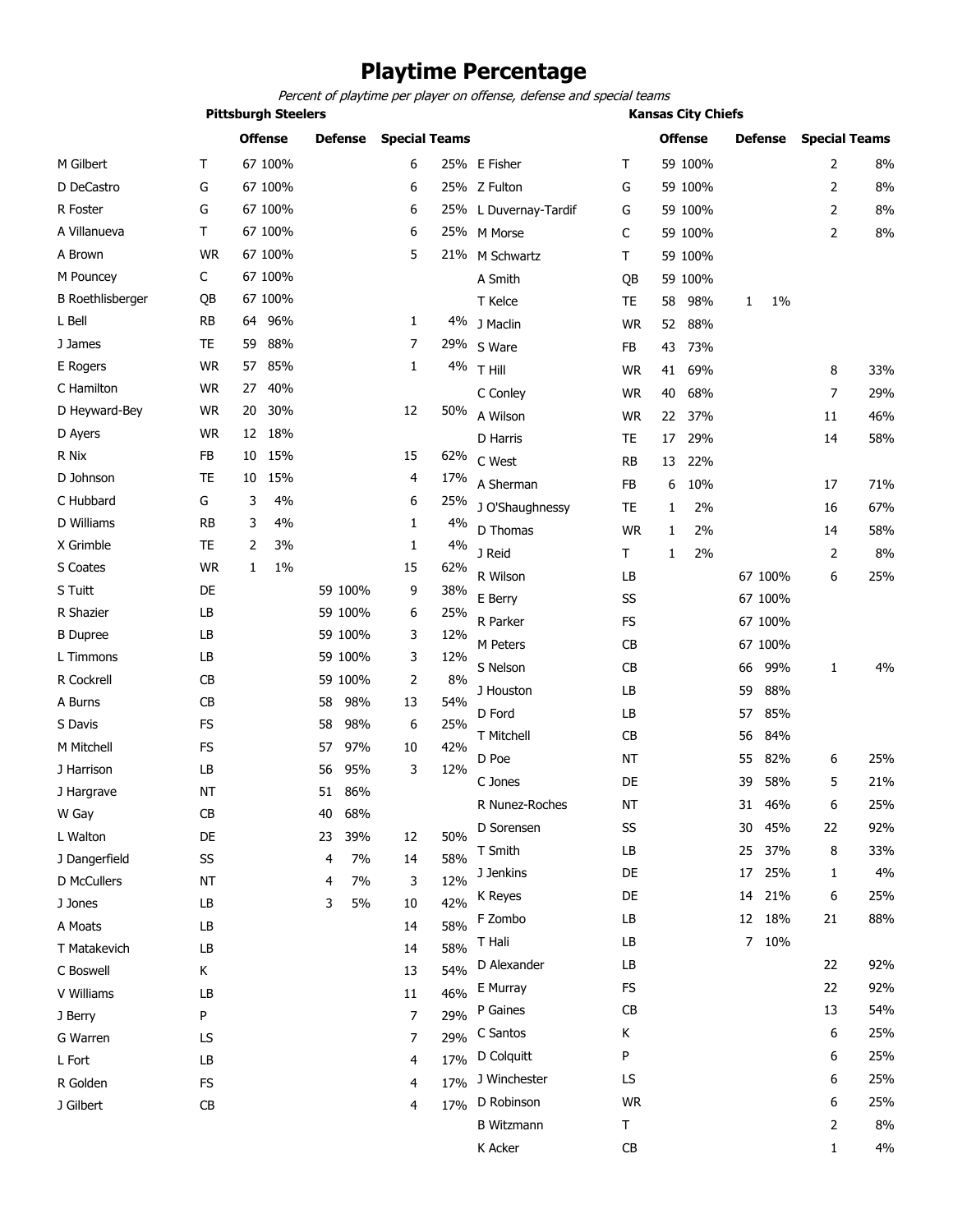# Playtime Percentage

*Percent of playtime per player on offense, defense and special teams*

## Pittsburgh Steelers

| Player | Pos | Offense | | Defense | | Special Teams | |
|---|---|---|---|---|---|---|---|
| M Gilbert | T | 67 | 100% | | | 6 | 25% |
| D DeCastro | G | 67 | 100% | | | 6 | 25% |
| R Foster | G | 67 | 100% | | | 6 | 25% |
| A Villanueva | T | 67 | 100% | | | 6 | 25% |
| A Brown | WR | 67 | 100% | | | 5 | 21% |
| M Pouncey | C | 67 | 100% | | | | |
| B Roethlisberger | QB | 67 | 100% | | | | |
| L Bell | RB | 64 | 96% | | | 1 | 4% |
| J James | TE | 59 | 88% | | | 7 | 29% |
| E Rogers | WR | 57 | 85% | | | 1 | 4% |
| C Hamilton | WR | 27 | 40% | | | | |
| D Heyward-Bey | WR | 20 | 30% | | | 12 | 50% |
| D Ayers | WR | 12 | 18% | | | | |
| R Nix | FB | 10 | 15% | | | 15 | 62% |
| D Johnson | TE | 10 | 15% | | | 4 | 17% |
| C Hubbard | G | 3 | 4% | | | 6 | 25% |
| D Williams | RB | 3 | 4% | | | 1 | 4% |
| X Grimble | TE | 2 | 3% | | | 1 | 4% |
| S Coates | WR | 1 | 1% | | | 15 | 62% |
| S Tuitt | DE | | | 59 | 100% | 9 | 38% |
| R Shazier | LB | | | 59 | 100% | 6 | 25% |
| B Dupree | LB | | | 59 | 100% | 3 | 12% |
| L Timmons | LB | | | 59 | 100% | 3 | 12% |
| R Cockrell | CB | | | 59 | 100% | 2 | 8% |
| A Burns | CB | | | 58 | 98% | 13 | 54% |
| S Davis | FS | | | 58 | 98% | 6 | 25% |
| M Mitchell | FS | | | 57 | 97% | 10 | 42% |
| J Harrison | LB | | | 56 | 95% | 3 | 12% |
| J Hargrave | NT | | | 51 | 86% | | |
| W Gay | CB | | | 40 | 68% | | |
| L Walton | DE | | | 23 | 39% | 12 | 50% |
| J Dangerfield | SS | | | 4 | 7% | 14 | 58% |
| D McCullers | NT | | | 4 | 7% | 3 | 12% |
| J Jones | LB | | | 3 | 5% | 10 | 42% |
| A Moats | LB | | | | | 14 | 58% |
| T Matakevich | LB | | | | | 14 | 58% |
| C Boswell | K | | | | | 13 | 54% |
| V Williams | LB | | | | | 11 | 46% |
| J Berry | P | | | | | 7 | 29% |
| G Warren | LS | | | | | 7 | 29% |
| L Fort | LB | | | | | 4 | 17% |
| R Golden | FS | | | | | 4 | 17% |
| J Gilbert | CB | | | | | 4 | 17% |

## Kansas City Chiefs

| Player | Pos | Offense | | Defense | | Special Teams | |
|---|---|---|---|---|---|---|---|
| E Fisher | T | 59 | 100% | | | 2 | 8% |
| Z Fulton | G | 59 | 100% | | | 2 | 8% |
| L Duvernay-Tardif | G | 59 | 100% | | | 2 | 8% |
| M Morse | C | 59 | 100% | | | 2 | 8% |
| M Schwartz | T | 59 | 100% | | | | |
| A Smith | QB | 59 | 100% | | | | |
| T Kelce | TE | 58 | 98% | 1 | 1% | | |
| J Maclin | WR | 52 | 88% | | | | |
| S Ware | FB | 43 | 73% | | | | |
| T Hill | WR | 41 | 69% | | | 8 | 33% |
| C Conley | WR | 40 | 68% | | | 7 | 29% |
| A Wilson | WR | 22 | 37% | | | 11 | 46% |
| D Harris | TE | 17 | 29% | | | 14 | 58% |
| C West | RB | 13 | 22% | | | | |
| A Sherman | FB | 6 | 10% | | | 17 | 71% |
| J O'Shaughnessy | TE | 1 | 2% | | | 16 | 67% |
| D Thomas | WR | 1 | 2% | | | 14 | 58% |
| J Reid | T | 1 | 2% | | | 2 | 8% |
| R Wilson | LB | | | 67 | 100% | 6 | 25% |
| E Berry | SS | | | 67 | 100% | | |
| R Parker | FS | | | 67 | 100% | | |
| M Peters | CB | | | 67 | 100% | | |
| S Nelson | CB | | | 66 | 99% | 1 | 4% |
| J Houston | LB | | | 59 | 88% | | |
| D Ford | LB | | | 57 | 85% | | |
| T Mitchell | CB | | | 56 | 84% | | |
| D Poe | NT | | | 55 | 82% | 6 | 25% |
| C Jones | DE | | | 39 | 58% | 5 | 21% |
| R Nunez-Roches | NT | | | 31 | 46% | 6 | 25% |
| D Sorensen | SS | | | 30 | 45% | 22 | 92% |
| T Smith | LB | | | 25 | 37% | 8 | 33% |
| J Jenkins | DE | | | 17 | 25% | 1 | 4% |
| K Reyes | DE | | | 14 | 21% | 6 | 25% |
| F Zombo | LB | | | 12 | 18% | 21 | 88% |
| T Hali | LB | | | 7 | 10% | | |
| D Alexander | LB | | | | | 22 | 92% |
| E Murray | FS | | | | | 22 | 92% |
| P Gaines | CB | | | | | 13 | 54% |
| C Santos | K | | | | | 6 | 25% |
| D Colquitt | P | | | | | 6 | 25% |
| J Winchester | LS | | | | | 6 | 25% |
| D Robinson | WR | | | | | 6 | 25% |
| B Witzmann | T | | | | | 2 | 8% |
| K Acker | CB | | | | | 1 | 4% |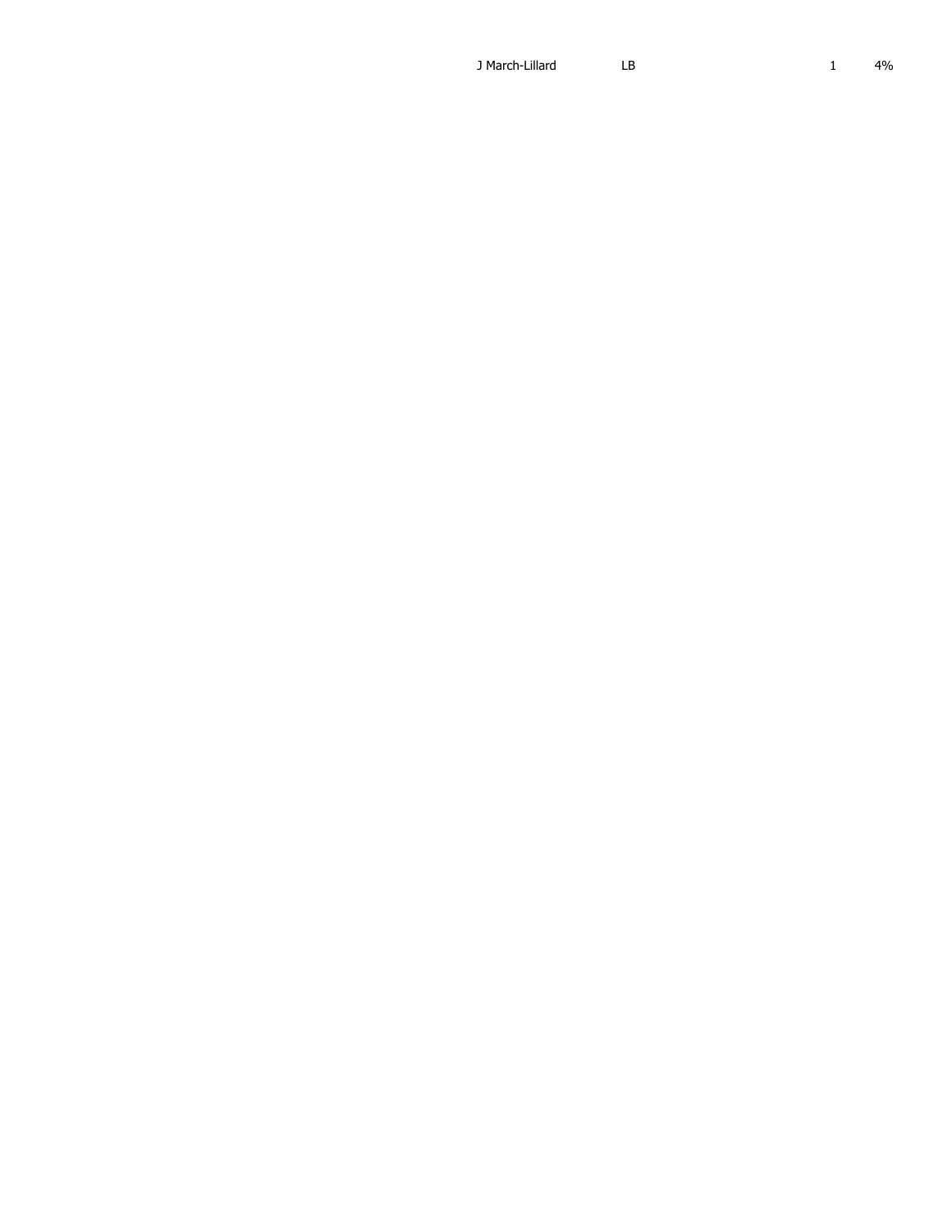| | | | |
|---|---|---|---|
| J March-Lillard | LB | 1 | 4% |